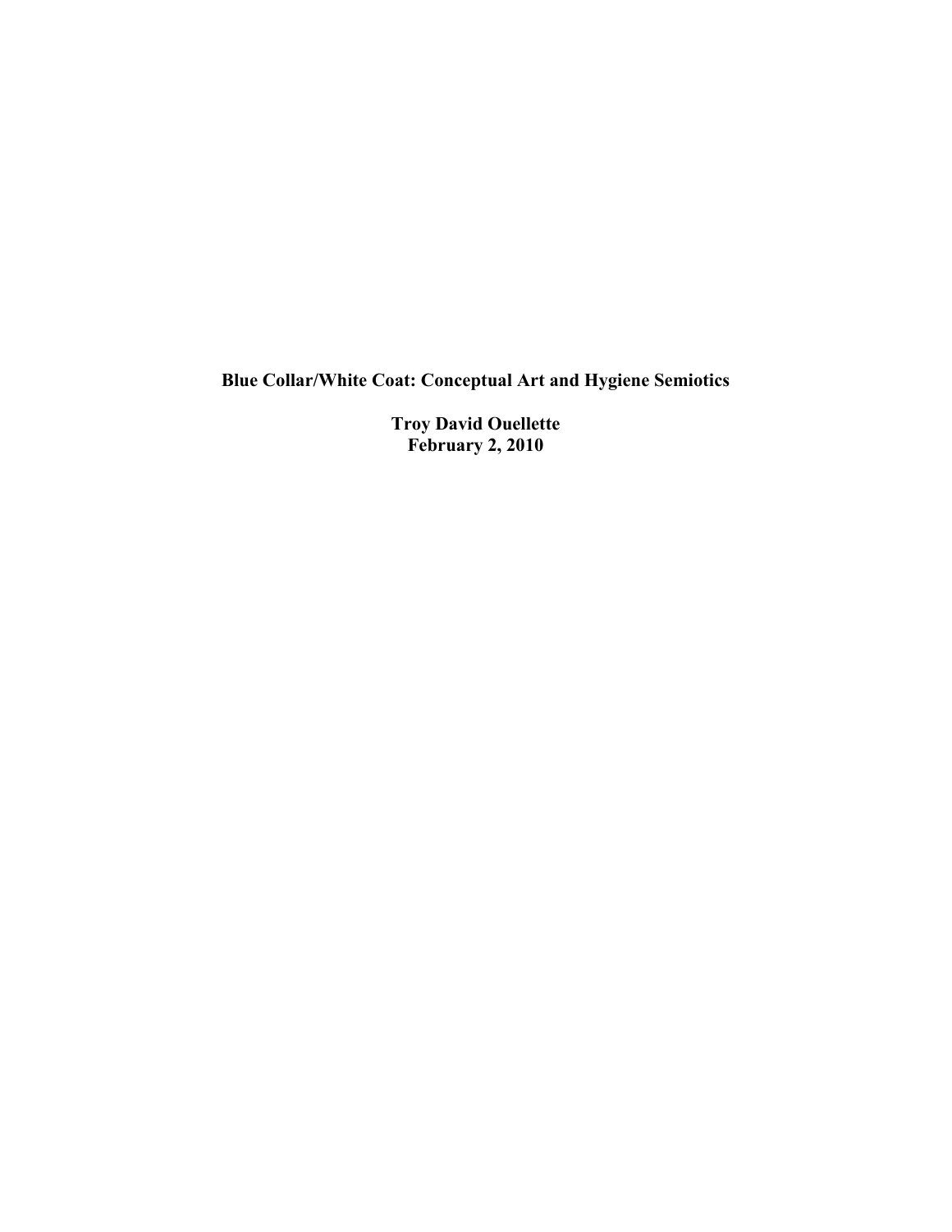# Blue Collar/White Coat: Conceptual Art and Hygiene Semiotics

**Troy David Ouellette**
**February 2, 2010**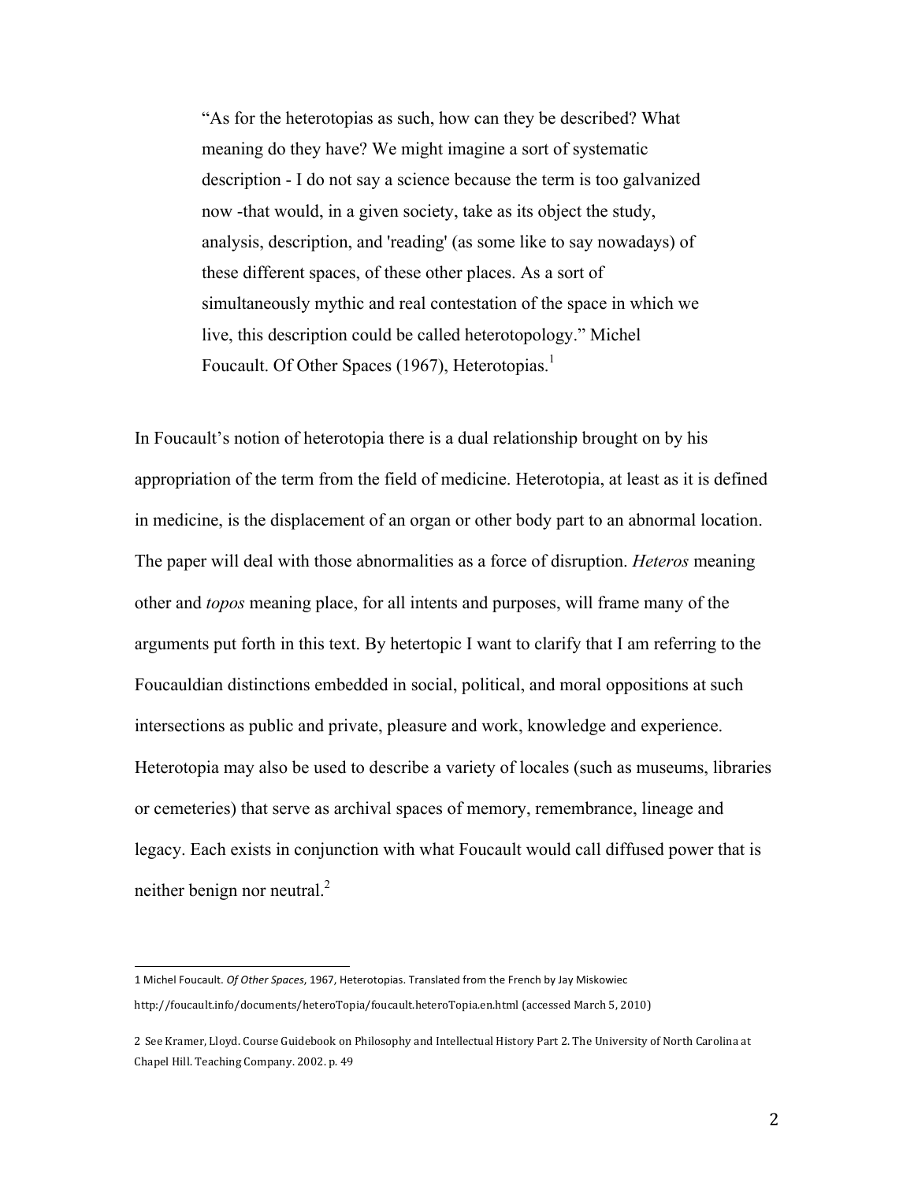> "As for the heterotopias as such, how can they be described? What meaning do they have? We might imagine a sort of systematic description - I do not say a science because the term is too galvanized now -that would, in a given society, take as its object the study, analysis, description, and 'reading' (as some like to say nowadays) of these different spaces, of these other places. As a sort of simultaneously mythic and real contestation of the space in which we live, this description could be called heterotopology." Michel Foucault. Of Other Spaces (1967), Heterotopias.[1]

In Foucault's notion of heterotopia there is a dual relationship brought on by his appropriation of the term from the field of medicine. Heterotopia, at least as it is defined in medicine, is the displacement of an organ or other body part to an abnormal location. The paper will deal with those abnormalities as a force of disruption. *Heteros* meaning other and *topos* meaning place, for all intents and purposes, will frame many of the arguments put forth in this text. By hetertopic I want to clarify that I am referring to the Foucauldian distinctions embedded in social, political, and moral oppositions at such intersections as public and private, pleasure and work, knowledge and experience. Heterotopia may also be used to describe a variety of locales (such as museums, libraries or cemeteries) that serve as archival spaces of memory, remembrance, lineage and legacy. Each exists in conjunction with what Foucault would call diffused power that is neither benign nor neutral.[2]

---

1 Michel Foucault. *Of Other Spaces*, 1967, Heterotopias. Translated from the French by Jay Miskowiec http://foucault.info/documents/heteroTopia/foucault.heteroTopia.en.html (accessed March 5, 2010)

2 See Kramer, Lloyd. Course Guidebook on Philosophy and Intellectual History Part 2. The University of North Carolina at Chapel Hill. Teaching Company. 2002. p. 49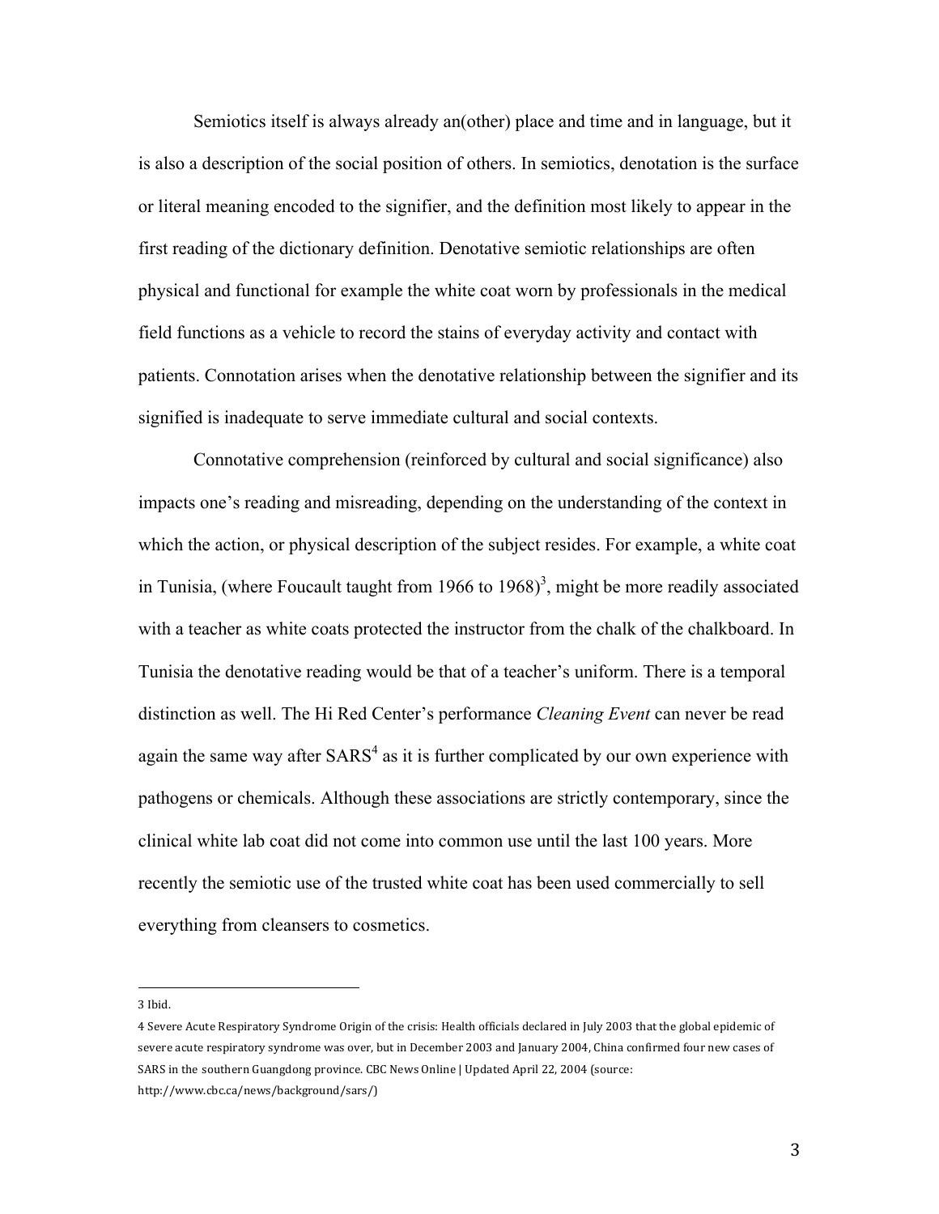Semiotics itself is always already an(other) place and time and in language, but it is also a description of the social position of others. In semiotics, denotation is the surface or literal meaning encoded to the signifier, and the definition most likely to appear in the first reading of the dictionary definition. Denotative semiotic relationships are often physical and functional for example the white coat worn by professionals in the medical field functions as a vehicle to record the stains of everyday activity and contact with patients. Connotation arises when the denotative relationship between the signifier and its signified is inadequate to serve immediate cultural and social contexts.

Connotative comprehension (reinforced by cultural and social significance) also impacts one's reading and misreading, depending on the understanding of the context in which the action, or physical description of the subject resides. For example, a white coat in Tunisia, (where Foucault taught from 1966 to 1968)[3], might be more readily associated with a teacher as white coats protected the instructor from the chalk of the chalkboard. In Tunisia the denotative reading would be that of a teacher's uniform. There is a temporal distinction as well. The Hi Red Center's performance *Cleaning Event* can never be read again the same way after SARS[4] as it is further complicated by our own experience with pathogens or chemicals. Although these associations are strictly contemporary, since the clinical white lab coat did not come into common use until the last 100 years. More recently the semiotic use of the trusted white coat has been used commercially to sell everything from cleansers to cosmetics.

---

3 Ibid.

4 Severe Acute Respiratory Syndrome Origin of the crisis: Health officials declared in July 2003 that the global epidemic of severe acute respiratory syndrome was over, but in December 2003 and January 2004, China confirmed four new cases of SARS in the southern Guangdong province. CBC News Online | Updated April 22, 2004 (source: http://www.cbc.ca/news/background/sars/)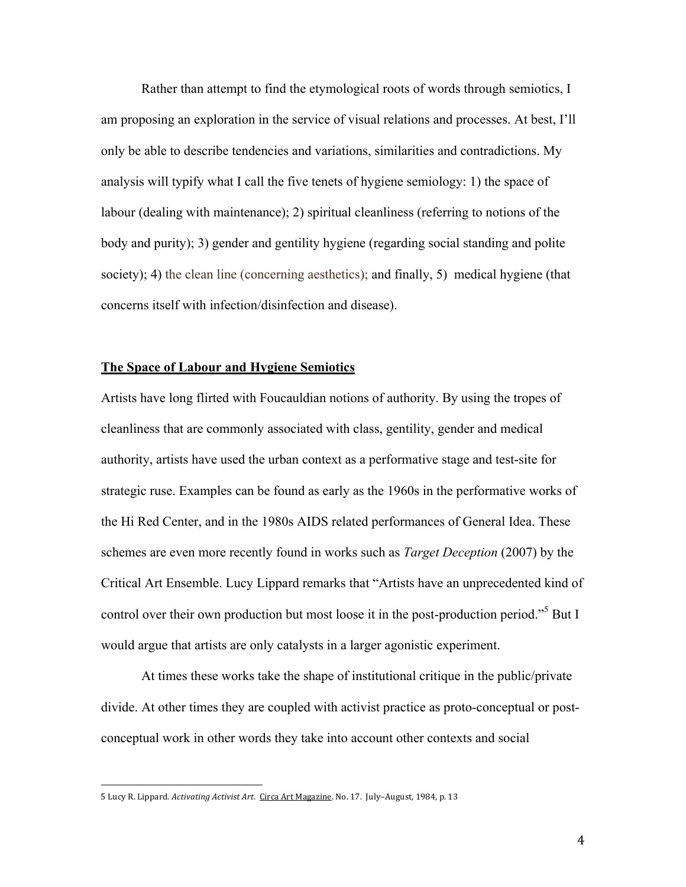Rather than attempt to find the etymological roots of words through semiotics, I am proposing an exploration in the service of visual relations and processes. At best, I'll only be able to describe tendencies and variations, similarities and contradictions. My analysis will typify what I call the five tenets of hygiene semiology: 1) the space of labour (dealing with maintenance); 2) spiritual cleanliness (referring to notions of the body and purity); 3) gender and gentility hygiene (regarding social standing and polite society); 4) the clean line (concerning aesthetics); and finally, 5) medical hygiene (that concerns itself with infection/disinfection and disease).

## **The Space of Labour and Hygiene Semiotics**

Artists have long flirted with Foucauldian notions of authority. By using the tropes of cleanliness that are commonly associated with class, gentility, gender and medical authority, artists have used the urban context as a performative stage and test-site for strategic ruse. Examples can be found as early as the 1960s in the performative works of the Hi Red Center, and in the 1980s AIDS related performances of General Idea. These schemes are even more recently found in works such as *Target Deception* (2007) by the Critical Art Ensemble. Lucy Lippard remarks that "Artists have an unprecedented kind of control over their own production but most loose it in the post-production period."[5] But I would argue that artists are only catalysts in a larger agonistic experiment.

At times these works take the shape of institutional critique in the public/private divide. At other times they are coupled with activist practice as proto-conceptual or post-conceptual work in other words they take into account other contexts and social

---

5 Lucy R. Lippard. *Activating Activist Art*. Circa Art Magazine. No. 17. July–August, 1984, p. 13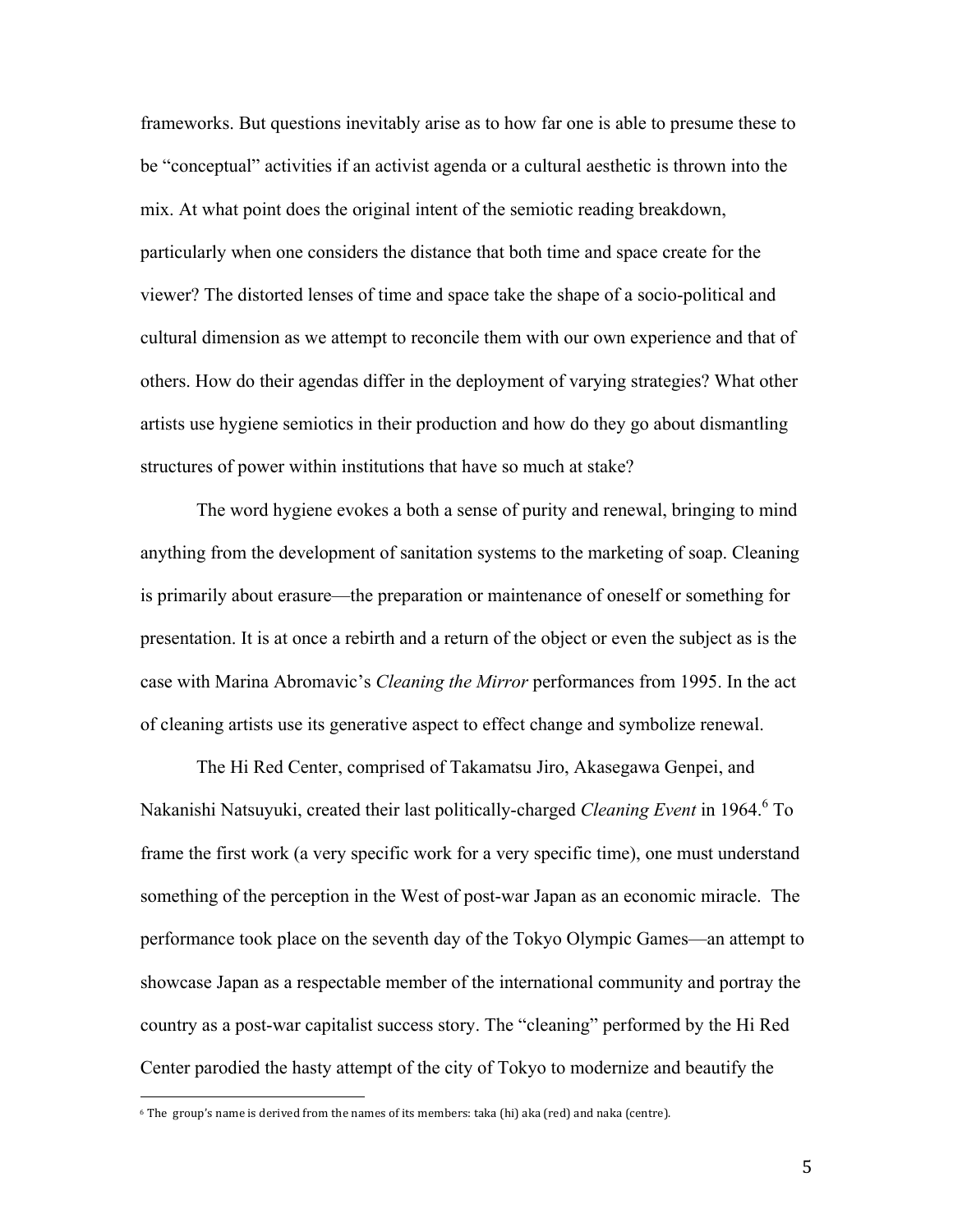frameworks. But questions inevitably arise as to how far one is able to presume these to be "conceptual" activities if an activist agenda or a cultural aesthetic is thrown into the mix. At what point does the original intent of the semiotic reading breakdown, particularly when one considers the distance that both time and space create for the viewer? The distorted lenses of time and space take the shape of a socio-political and cultural dimension as we attempt to reconcile them with our own experience and that of others. How do their agendas differ in the deployment of varying strategies? What other artists use hygiene semiotics in their production and how do they go about dismantling structures of power within institutions that have so much at stake?

The word hygiene evokes a both a sense of purity and renewal, bringing to mind anything from the development of sanitation systems to the marketing of soap. Cleaning is primarily about erasure—the preparation or maintenance of oneself or something for presentation. It is at once a rebirth and a return of the object or even the subject as is the case with Marina Abromavic's *Cleaning the Mirror* performances from 1995. In the act of cleaning artists use its generative aspect to effect change and symbolize renewal.

The Hi Red Center, comprised of Takamatsu Jiro, Akasegawa Genpei, and Nakanishi Natsuyuki, created their last politically-charged *Cleaning Event* in 1964.[6] To frame the first work (a very specific work for a very specific time), one must understand something of the perception in the West of post-war Japan as an economic miracle. The performance took place on the seventh day of the Tokyo Olympic Games—an attempt to showcase Japan as a respectable member of the international community and portray the country as a post-war capitalist success story. The "cleaning" performed by the Hi Red Center parodied the hasty attempt of the city of Tokyo to modernize and beautify the

[6] The group's name is derived from the names of its members: taka (hi) aka (red) and naka (centre).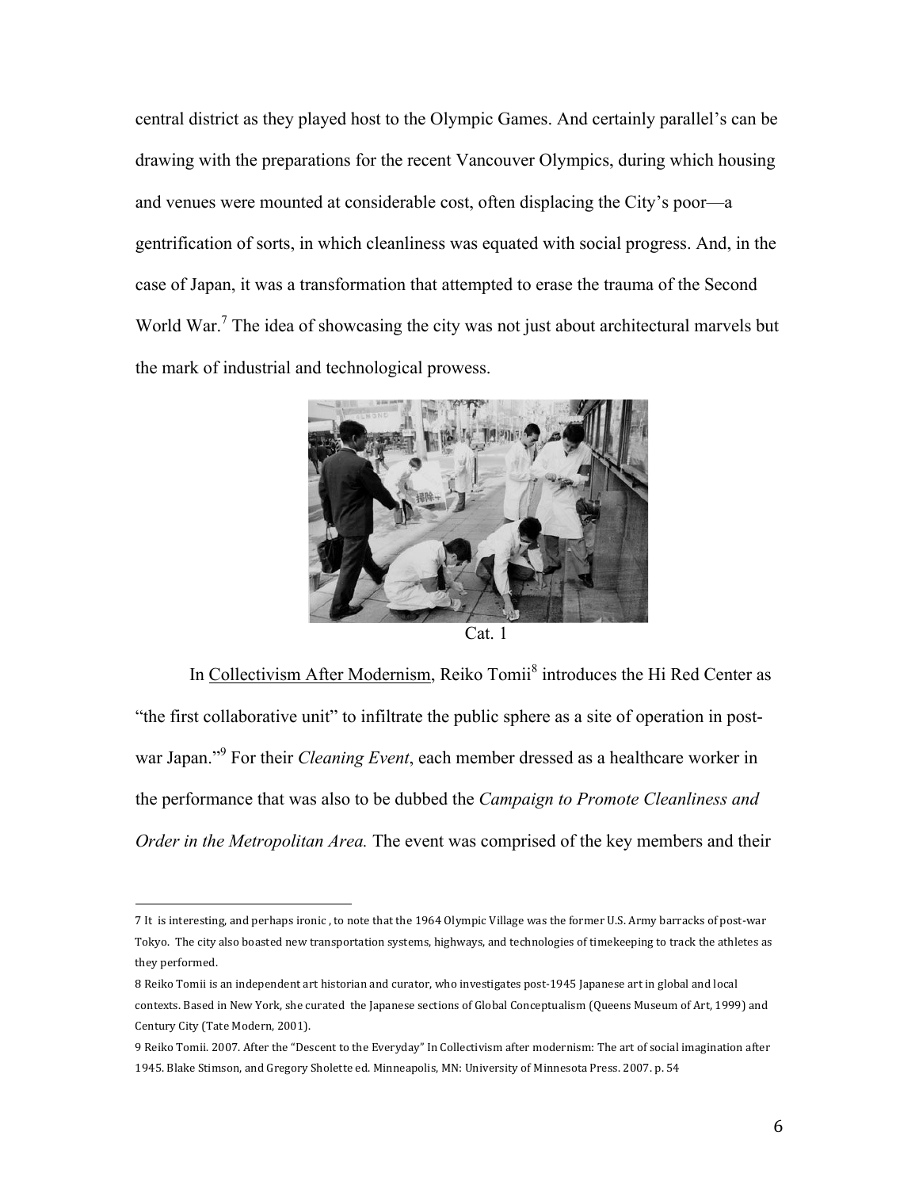central district as they played host to the Olympic Games. And certainly parallel's can be drawing with the preparations for the recent Vancouver Olympics, during which housing and venues were mounted at considerable cost, often displacing the City's poor—a gentrification of sorts, in which cleanliness was equated with social progress. And, in the case of Japan, it was a transformation that attempted to erase the trauma of the Second World War.[7] The idea of showcasing the city was not just about architectural marvels but the mark of industrial and technological prowess.

Cat. 1

In Collectivism After Modernism, Reiko Tomii[8] introduces the Hi Red Center as "the first collaborative unit" to infiltrate the public sphere as a site of operation in post-war Japan."[9] For their *Cleaning Event*, each member dressed as a healthcare worker in the performance that was also to be dubbed the *Campaign to Promote Cleanliness and Order in the Metropolitan Area.* The event was comprised of the key members and their

---

7 It is interesting, and perhaps ironic , to note that the 1964 Olympic Village was the former U.S. Army barracks of post-war Tokyo. The city also boasted new transportation systems, highways, and technologies of timekeeping to track the athletes as they performed.

8 Reiko Tomii is an independent art historian and curator, who investigates post-1945 Japanese art in global and local contexts. Based in New York, she curated the Japanese sections of Global Conceptualism (Queens Museum of Art, 1999) and Century City (Tate Modern, 2001).

9 Reiko Tomii. 2007. After the "Descent to the Everyday" In Collectivism after modernism: The art of social imagination after 1945. Blake Stimson, and Gregory Sholette ed. Minneapolis, MN: University of Minnesota Press. 2007. p. 54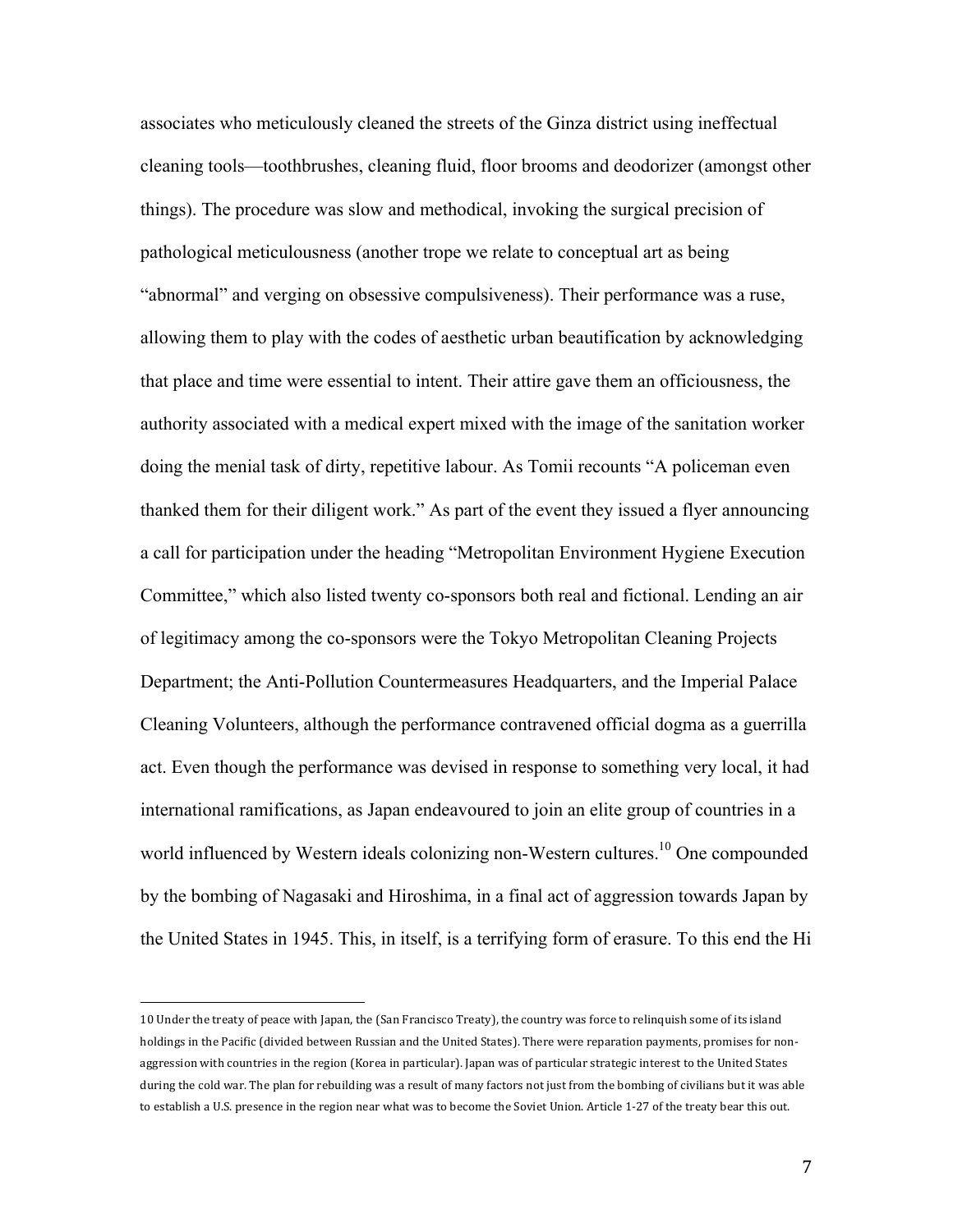associates who meticulously cleaned the streets of the Ginza district using ineffectual cleaning tools—toothbrushes, cleaning fluid, floor brooms and deodorizer (amongst other things). The procedure was slow and methodical, invoking the surgical precision of pathological meticulousness (another trope we relate to conceptual art as being "abnormal" and verging on obsessive compulsiveness). Their performance was a ruse, allowing them to play with the codes of aesthetic urban beautification by acknowledging that place and time were essential to intent. Their attire gave them an officiousness, the authority associated with a medical expert mixed with the image of the sanitation worker doing the menial task of dirty, repetitive labour. As Tomii recounts "A policeman even thanked them for their diligent work." As part of the event they issued a flyer announcing a call for participation under the heading "Metropolitan Environment Hygiene Execution Committee," which also listed twenty co-sponsors both real and fictional. Lending an air of legitimacy among the co-sponsors were the Tokyo Metropolitan Cleaning Projects Department; the Anti-Pollution Countermeasures Headquarters, and the Imperial Palace Cleaning Volunteers, although the performance contravened official dogma as a guerrilla act. Even though the performance was devised in response to something very local, it had international ramifications, as Japan endeavoured to join an elite group of countries in a world influenced by Western ideals colonizing non-Western cultures.[10] One compounded by the bombing of Nagasaki and Hiroshima, in a final act of aggression towards Japan by the United States in 1945. This, in itself, is a terrifying form of erasure. To this end the Hi

---

10 Under the treaty of peace with Japan, the (San Francisco Treaty), the country was force to relinquish some of its island holdings in the Pacific (divided between Russian and the United States). There were reparation payments, promises for non-aggression with countries in the region (Korea in particular). Japan was of particular strategic interest to the United States during the cold war. The plan for rebuilding was a result of many factors not just from the bombing of civilians but it was able to establish a U.S. presence in the region near what was to become the Soviet Union. Article 1-27 of the treaty bear this out.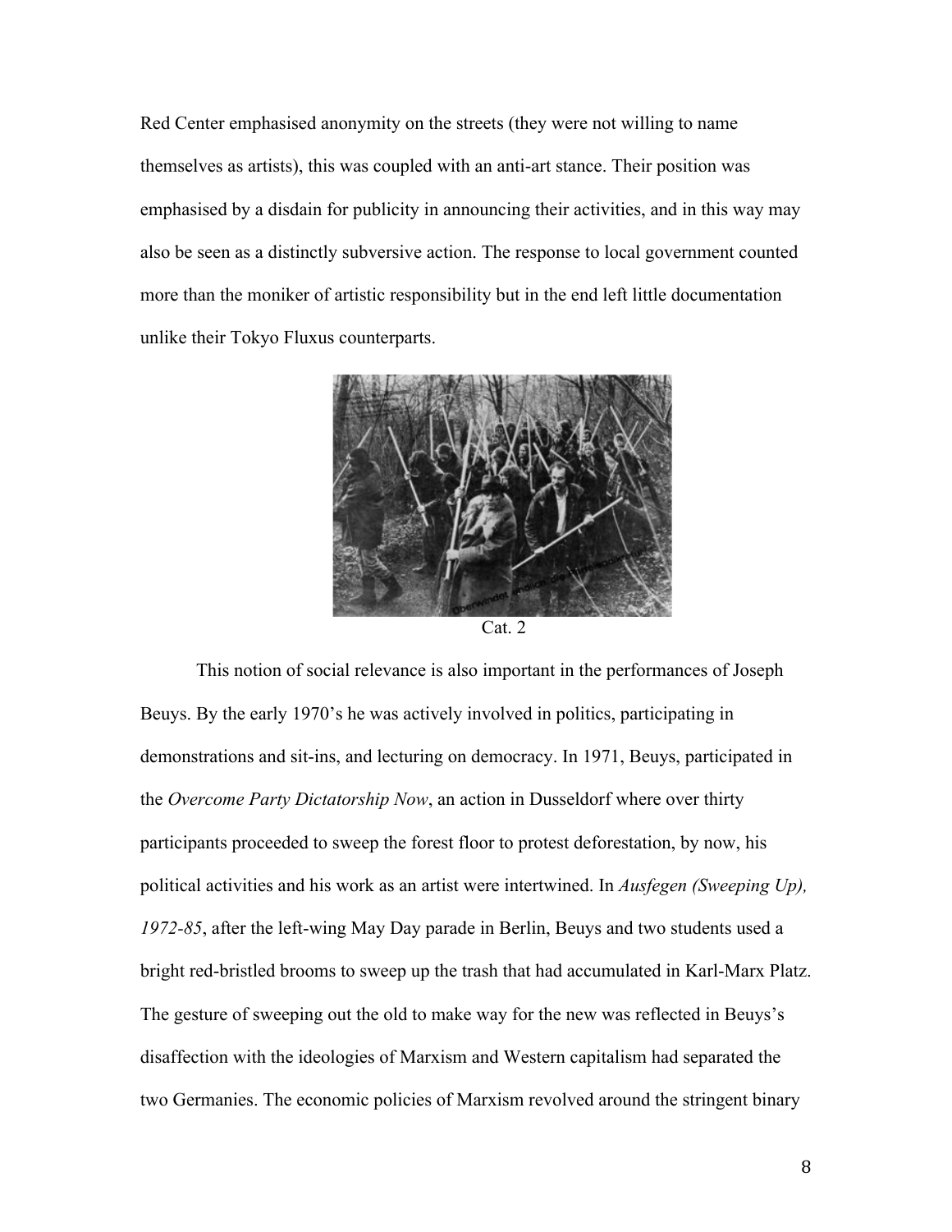Red Center emphasised anonymity on the streets (they were not willing to name themselves as artists), this was coupled with an anti-art stance. Their position was emphasised by a disdain for publicity in announcing their activities, and in this way may also be seen as a distinctly subversive action. The response to local government counted more than the moniker of artistic responsibility but in the end left little documentation unlike their Tokyo Fluxus counterparts.

Cat. 2

This notion of social relevance is also important in the performances of Joseph Beuys. By the early 1970's he was actively involved in politics, participating in demonstrations and sit-ins, and lecturing on democracy. In 1971, Beuys, participated in the *Overcome Party Dictatorship Now*, an action in Dusseldorf where over thirty participants proceeded to sweep the forest floor to protest deforestation, by now, his political activities and his work as an artist were intertwined. In *Ausfegen (Sweeping Up), 1972-85*, after the left-wing May Day parade in Berlin, Beuys and two students used a bright red-bristled brooms to sweep up the trash that had accumulated in Karl-Marx Platz. The gesture of sweeping out the old to make way for the new was reflected in Beuys's disaffection with the ideologies of Marxism and Western capitalism had separated the two Germanies. The economic policies of Marxism revolved around the stringent binary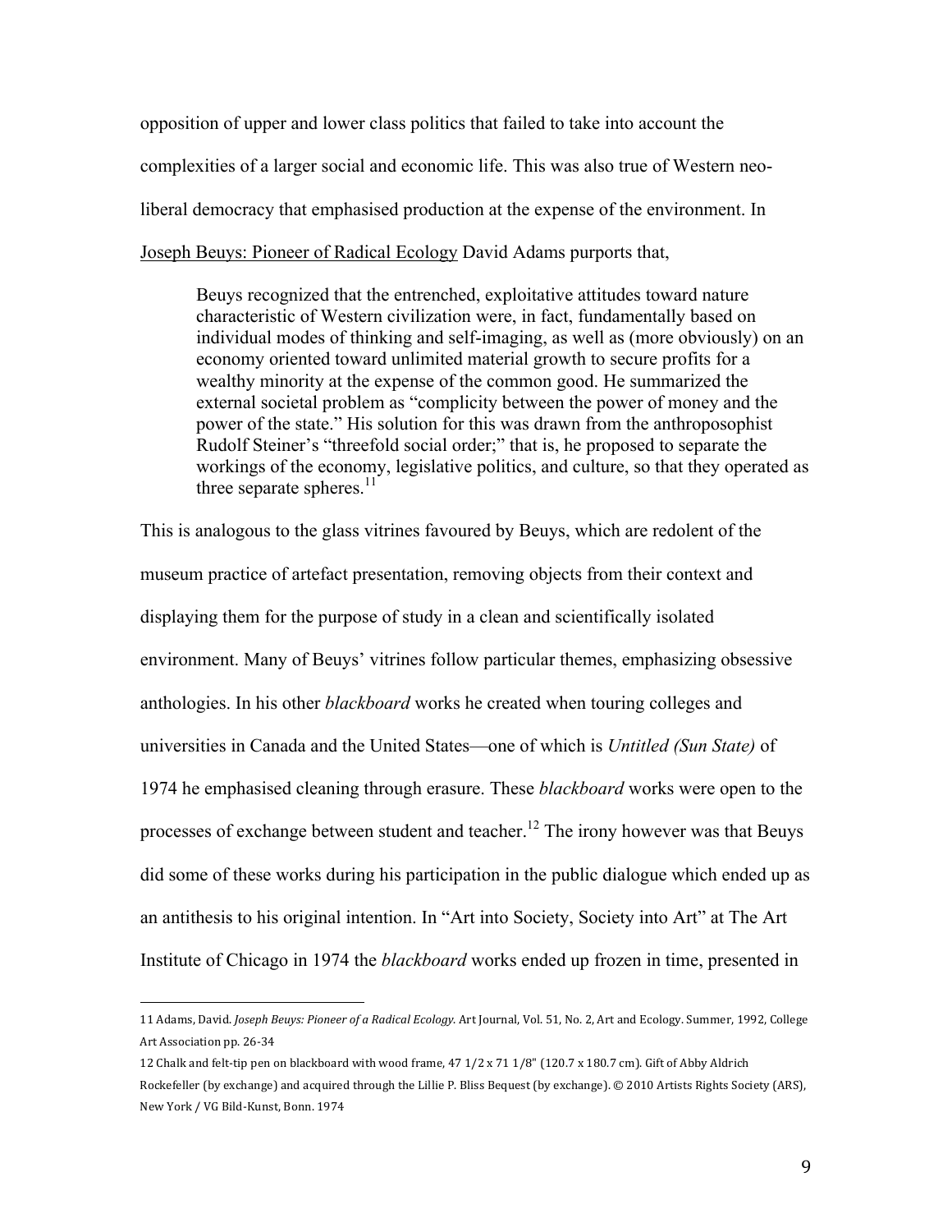opposition of upper and lower class politics that failed to take into account the complexities of a larger social and economic life. This was also true of Western neo-liberal democracy that emphasised production at the expense of the environment. In Joseph Beuys: Pioneer of Radical Ecology David Adams purports that,

> Beuys recognized that the entrenched, exploitative attitudes toward nature characteristic of Western civilization were, in fact, fundamentally based on individual modes of thinking and self-imaging, as well as (more obviously) on an economy oriented toward unlimited material growth to secure profits for a wealthy minority at the expense of the common good. He summarized the external societal problem as "complicity between the power of money and the power of the state." His solution for this was drawn from the anthroposophist Rudolf Steiner's "threefold social order;" that is, he proposed to separate the workings of the economy, legislative politics, and culture, so that they operated as three separate spheres.[11]

This is analogous to the glass vitrines favoured by Beuys, which are redolent of the museum practice of artefact presentation, removing objects from their context and displaying them for the purpose of study in a clean and scientifically isolated environment. Many of Beuys' vitrines follow particular themes, emphasizing obsessive anthologies. In his other *blackboard* works he created when touring colleges and universities in Canada and the United States—one of which is *Untitled (Sun State)* of 1974 he emphasised cleaning through erasure. These *blackboard* works were open to the processes of exchange between student and teacher.[12] The irony however was that Beuys did some of these works during his participation in the public dialogue which ended up as an antithesis to his original intention. In "Art into Society, Society into Art" at The Art Institute of Chicago in 1974 the *blackboard* works ended up frozen in time, presented in

---

11 Adams, David. *Joseph Beuys: Pioneer of a Radical Ecology.* Art Journal, Vol. 51, No. 2, Art and Ecology. Summer, 1992, College Art Association pp. 26-34

12 Chalk and felt-tip pen on blackboard with wood frame, 47 1/2 x 71 1/8" (120.7 x 180.7 cm). Gift of Abby Aldrich Rockefeller (by exchange) and acquired through the Lillie P. Bliss Bequest (by exchange). © 2010 Artists Rights Society (ARS), New York / VG Bild-Kunst, Bonn. 1974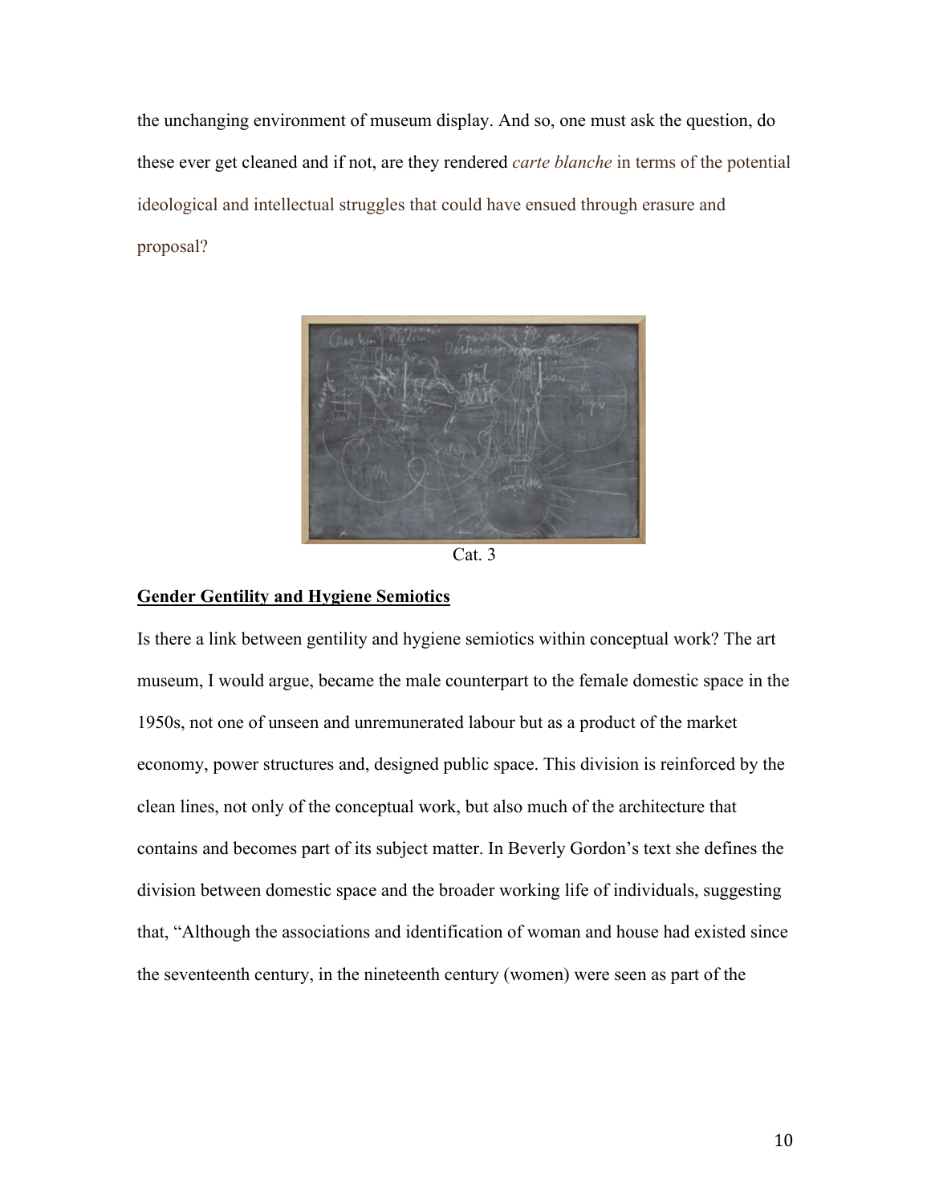the unchanging environment of museum display. And so, one must ask the question, do these ever get cleaned and if not, are they rendered *carte blanche* in terms of the potential ideological and intellectual struggles that could have ensued through erasure and proposal?

Cat. 3

**Gender Gentility and Hygiene Semiotics**

Is there a link between gentility and hygiene semiotics within conceptual work? The art museum, I would argue, became the male counterpart to the female domestic space in the 1950s, not one of unseen and unremunerated labour but as a product of the market economy, power structures and, designed public space. This division is reinforced by the clean lines, not only of the conceptual work, but also much of the architecture that contains and becomes part of its subject matter. In Beverly Gordon's text she defines the division between domestic space and the broader working life of individuals, suggesting that, "Although the associations and identification of woman and house had existed since the seventeenth century, in the nineteenth century (women) were seen as part of the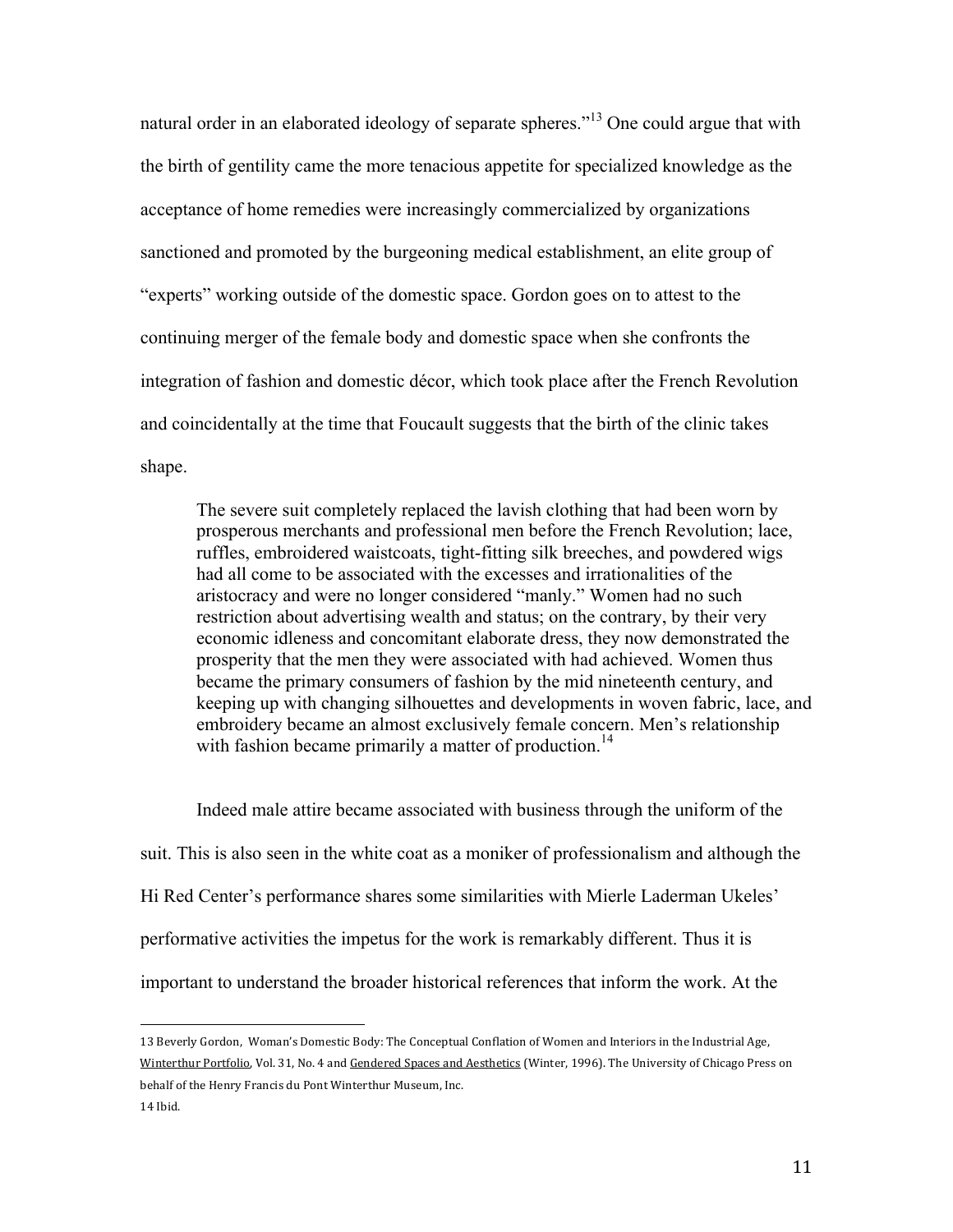natural order in an elaborated ideology of separate spheres."[13] One could argue that with the birth of gentility came the more tenacious appetite for specialized knowledge as the acceptance of home remedies were increasingly commercialized by organizations sanctioned and promoted by the burgeoning medical establishment, an elite group of "experts" working outside of the domestic space. Gordon goes on to attest to the continuing merger of the female body and domestic space when she confronts the integration of fashion and domestic décor, which took place after the French Revolution and coincidentally at the time that Foucault suggests that the birth of the clinic takes shape.

> The severe suit completely replaced the lavish clothing that had been worn by prosperous merchants and professional men before the French Revolution; lace, ruffles, embroidered waistcoats, tight-fitting silk breeches, and powdered wigs had all come to be associated with the excesses and irrationalities of the aristocracy and were no longer considered "manly." Women had no such restriction about advertising wealth and status; on the contrary, by their very economic idleness and concomitant elaborate dress, they now demonstrated the prosperity that the men they were associated with had achieved. Women thus became the primary consumers of fashion by the mid nineteenth century, and keeping up with changing silhouettes and developments in woven fabric, lace, and embroidery became an almost exclusively female concern. Men's relationship with fashion became primarily a matter of production.[14]

Indeed male attire became associated with business through the uniform of the suit. This is also seen in the white coat as a moniker of professionalism and although the Hi Red Center's performance shares some similarities with Mierle Laderman Ukeles' performative activities the impetus for the work is remarkably different. Thus it is important to understand the broader historical references that inform the work. At the

---

13 Beverly Gordon, Woman's Domestic Body: The Conceptual Conflation of Women and Interiors in the Industrial Age, Winterthur Portfolio, Vol. 31, No. 4 and Gendered Spaces and Aesthetics (Winter, 1996). The University of Chicago Press on behalf of the Henry Francis du Pont Winterthur Museum, Inc.

14 Ibid.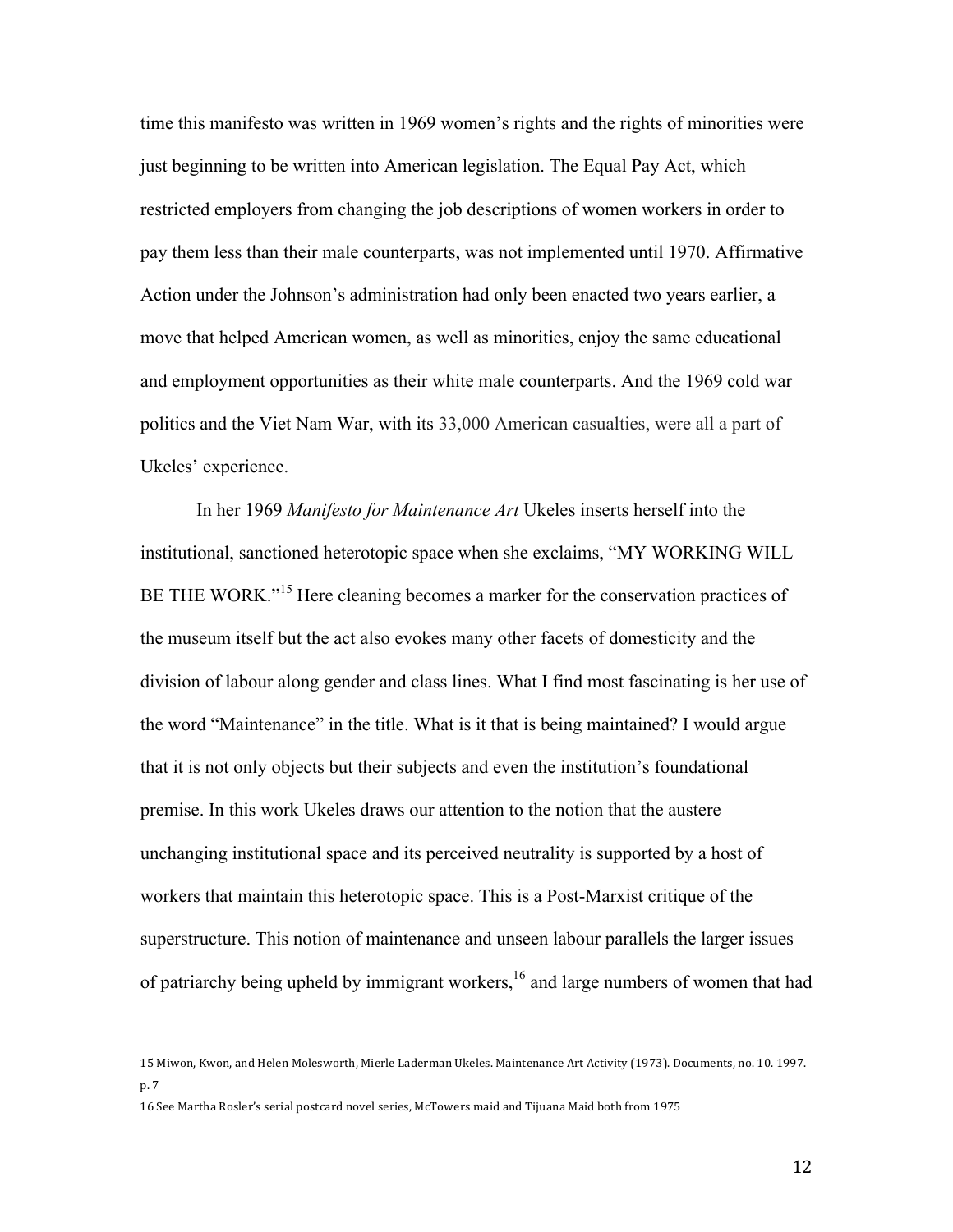time this manifesto was written in 1969 women's rights and the rights of minorities were just beginning to be written into American legislation. The Equal Pay Act, which restricted employers from changing the job descriptions of women workers in order to pay them less than their male counterparts, was not implemented until 1970. Affirmative Action under the Johnson's administration had only been enacted two years earlier, a move that helped American women, as well as minorities, enjoy the same educational and employment opportunities as their white male counterparts. And the 1969 cold war politics and the Viet Nam War, with its 33,000 American casualties, were all a part of Ukeles' experience.

In her 1969 *Manifesto for Maintenance Art* Ukeles inserts herself into the institutional, sanctioned heterotopic space when she exclaims, "MY WORKING WILL BE THE WORK."[15] Here cleaning becomes a marker for the conservation practices of the museum itself but the act also evokes many other facets of domesticity and the division of labour along gender and class lines. What I find most fascinating is her use of the word "Maintenance" in the title. What is it that is being maintained? I would argue that it is not only objects but their subjects and even the institution's foundational premise. In this work Ukeles draws our attention to the notion that the austere unchanging institutional space and its perceived neutrality is supported by a host of workers that maintain this heterotopic space. This is a Post-Marxist critique of the superstructure. This notion of maintenance and unseen labour parallels the larger issues of patriarchy being upheld by immigrant workers,[16] and large numbers of women that had

---

15 Miwon, Kwon, and Helen Molesworth, Mierle Laderman Ukeles. Maintenance Art Activity (1973). Documents, no. 10. 1997. p. 7

16 See Martha Rosler's serial postcard novel series, McTowers maid and Tijuana Maid both from 1975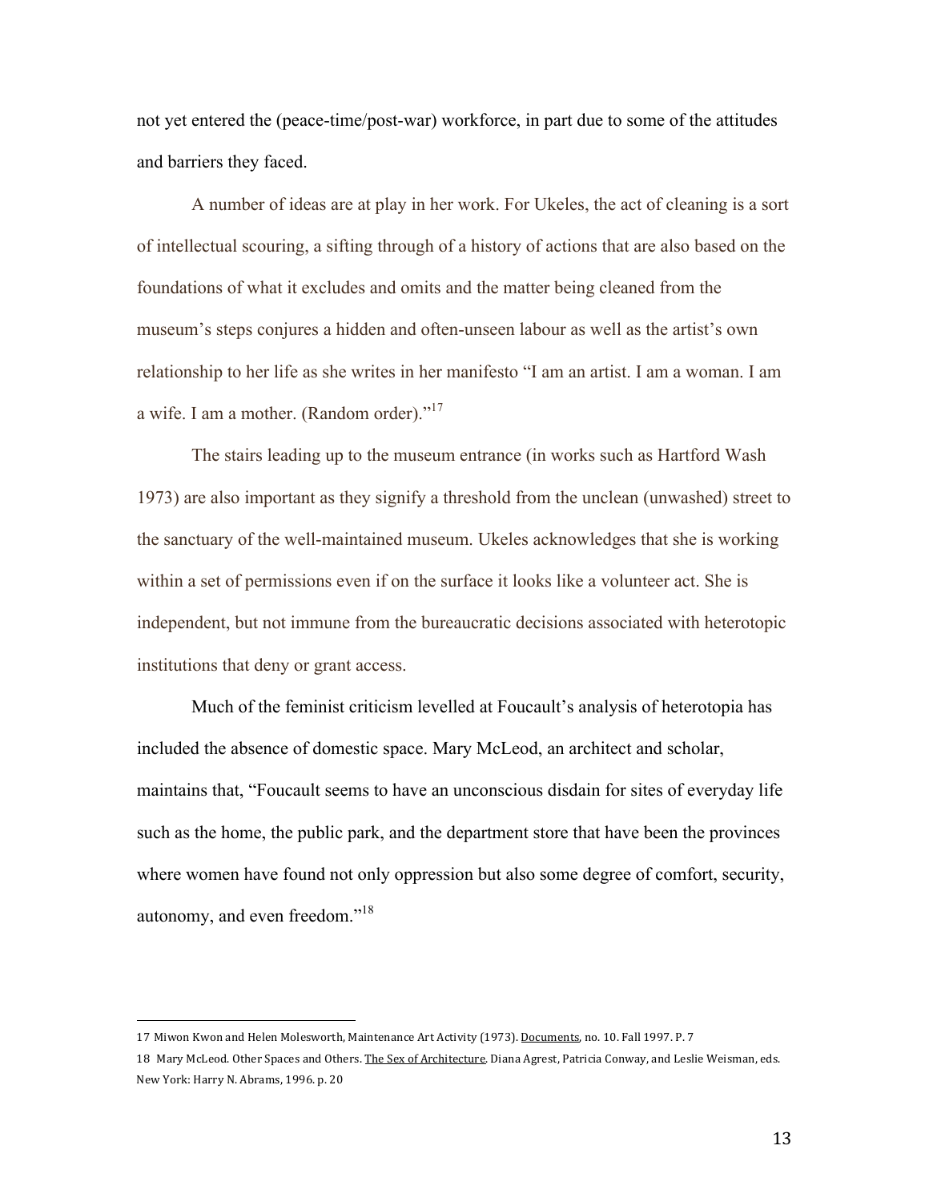not yet entered the (peace-time/post-war) workforce, in part due to some of the attitudes and barriers they faced.

A number of ideas are at play in her work. For Ukeles, the act of cleaning is a sort of intellectual scouring, a sifting through of a history of actions that are also based on the foundations of what it excludes and omits and the matter being cleaned from the museum's steps conjures a hidden and often-unseen labour as well as the artist's own relationship to her life as she writes in her manifesto "I am an artist. I am a woman. I am a wife. I am a mother. (Random order)."[17]

The stairs leading up to the museum entrance (in works such as Hartford Wash 1973) are also important as they signify a threshold from the unclean (unwashed) street to the sanctuary of the well-maintained museum. Ukeles acknowledges that she is working within a set of permissions even if on the surface it looks like a volunteer act. She is independent, but not immune from the bureaucratic decisions associated with heterotopic institutions that deny or grant access.

Much of the feminist criticism levelled at Foucault's analysis of heterotopia has included the absence of domestic space. Mary McLeod, an architect and scholar, maintains that, "Foucault seems to have an unconscious disdain for sites of everyday life such as the home, the public park, and the department store that have been the provinces where women have found not only oppression but also some degree of comfort, security, autonomy, and even freedom."[18]

---

17 Miwon Kwon and Helen Molesworth, Maintenance Art Activity (1973). Documents, no. 10. Fall 1997. P. 7

18 Mary McLeod. Other Spaces and Others. The Sex of Architecture. Diana Agrest, Patricia Conway, and Leslie Weisman, eds. New York: Harry N. Abrams, 1996. p. 20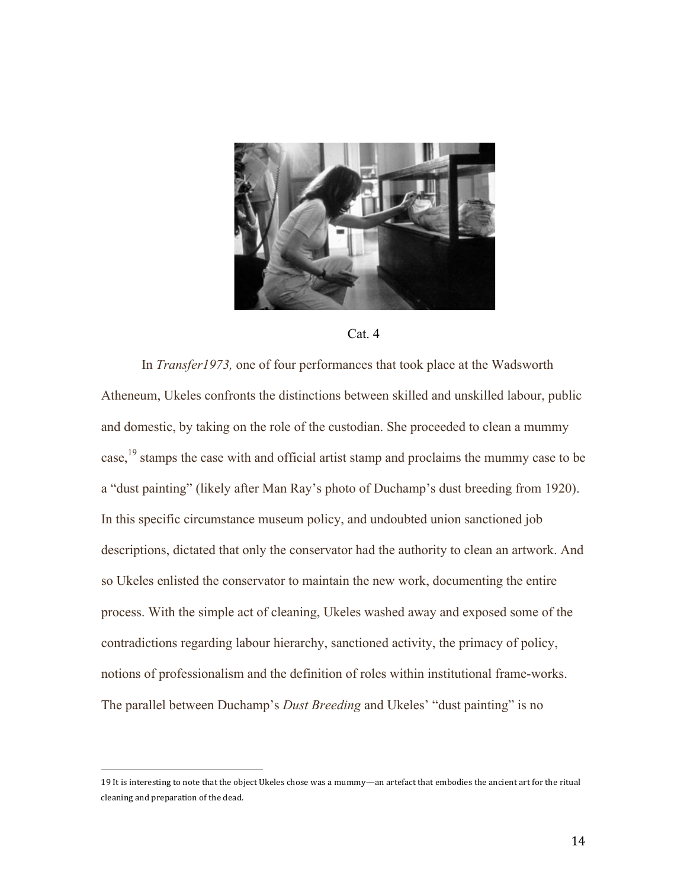Cat. 4

In *Transfer1973,* one of four performances that took place at the Wadsworth Atheneum, Ukeles confronts the distinctions between skilled and unskilled labour, public and domestic, by taking on the role of the custodian. She proceeded to clean a mummy case,[19] stamps the case with and official artist stamp and proclaims the mummy case to be a "dust painting" (likely after Man Ray's photo of Duchamp's dust breeding from 1920). In this specific circumstance museum policy, and undoubted union sanctioned job descriptions, dictated that only the conservator had the authority to clean an artwork. And so Ukeles enlisted the conservator to maintain the new work, documenting the entire process. With the simple act of cleaning, Ukeles washed away and exposed some of the contradictions regarding labour hierarchy, sanctioned activity, the primacy of policy, notions of professionalism and the definition of roles within institutional frame-works. The parallel between Duchamp's *Dust Breeding* and Ukeles' "dust painting" is no

---

19 It is interesting to note that the object Ukeles chose was a mummy—an artefact that embodies the ancient art for the ritual cleaning and preparation of the dead.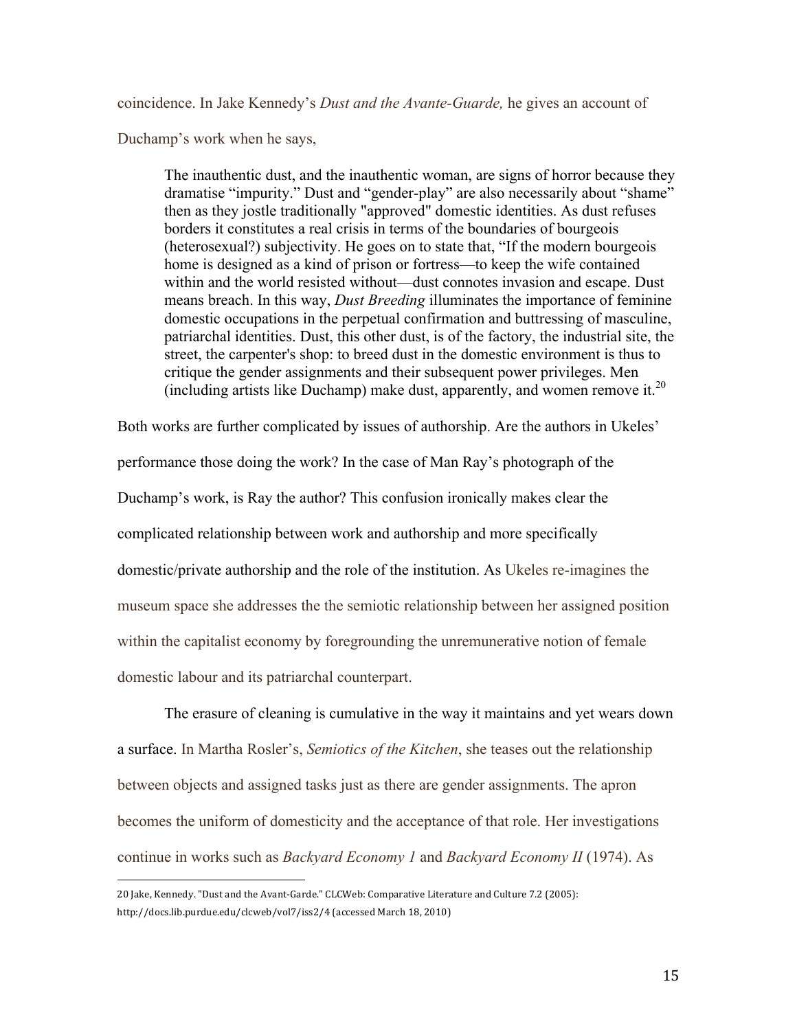coincidence. In Jake Kennedy's *Dust and the Avante-Guarde,* he gives an account of Duchamp's work when he says,

> The inauthentic dust, and the inauthentic woman, are signs of horror because they dramatise "impurity." Dust and "gender-play" are also necessarily about "shame" then as they jostle traditionally "approved" domestic identities. As dust refuses borders it constitutes a real crisis in terms of the boundaries of bourgeois (heterosexual?) subjectivity. He goes on to state that, "If the modern bourgeois home is designed as a kind of prison or fortress—to keep the wife contained within and the world resisted without—dust connotes invasion and escape. Dust means breach. In this way, *Dust Breeding* illuminates the importance of feminine domestic occupations in the perpetual confirmation and buttressing of masculine, patriarchal identities. Dust, this other dust, is of the factory, the industrial site, the street, the carpenter's shop: to breed dust in the domestic environment is thus to critique the gender assignments and their subsequent power privileges. Men (including artists like Duchamp) make dust, apparently, and women remove it.[20]

Both works are further complicated by issues of authorship. Are the authors in Ukeles' performance those doing the work? In the case of Man Ray's photograph of the Duchamp's work, is Ray the author? This confusion ironically makes clear the complicated relationship between work and authorship and more specifically domestic/private authorship and the role of the institution. As Ukeles re-imagines the museum space she addresses the the semiotic relationship between her assigned position within the capitalist economy by foregrounding the unremunerative notion of female domestic labour and its patriarchal counterpart.

The erasure of cleaning is cumulative in the way it maintains and yet wears down a surface. In Martha Rosler's, *Semiotics of the Kitchen*, she teases out the relationship between objects and assigned tasks just as there are gender assignments. The apron becomes the uniform of domesticity and the acceptance of that role. Her investigations continue in works such as *Backyard Economy 1* and *Backyard Economy II* (1974). As

---

20 Jake, Kennedy. "Dust and the Avant-Garde." CLCWeb: Comparative Literature and Culture 7.2 (2005): http://docs.lib.purdue.edu/clcweb/vol7/iss2/4 (accessed March 18, 2010)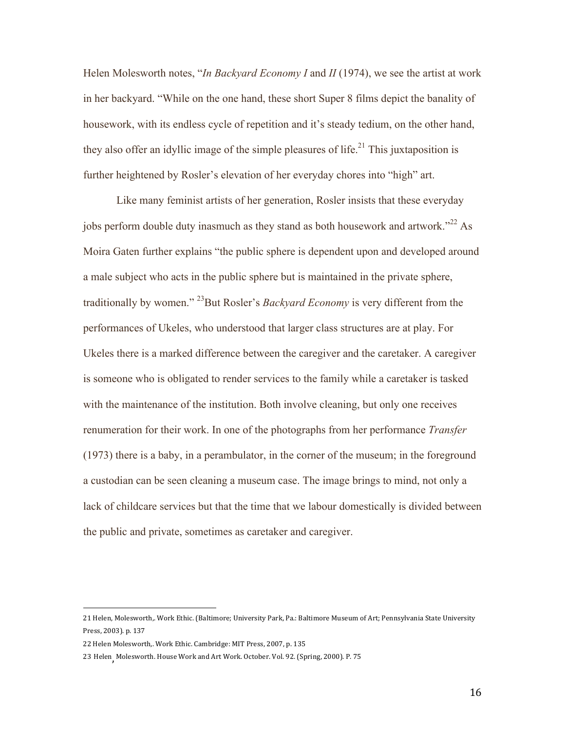Helen Molesworth notes, "*In Backyard Economy I* and *II* (1974), we see the artist at work in her backyard. "While on the one hand, these short Super 8 films depict the banality of housework, with its endless cycle of repetition and it's steady tedium, on the other hand, they also offer an idyllic image of the simple pleasures of life.[21] This juxtaposition is further heightened by Rosler's elevation of her everyday chores into "high" art.

Like many feminist artists of her generation, Rosler insists that these everyday jobs perform double duty inasmuch as they stand as both housework and artwork."[22] As Moira Gaten further explains "the public sphere is dependent upon and developed around a male subject who acts in the public sphere but is maintained in the private sphere, traditionally by women." [23]But Rosler's *Backyard Economy* is very different from the performances of Ukeles, who understood that larger class structures are at play. For Ukeles there is a marked difference between the caregiver and the caretaker. A caregiver is someone who is obligated to render services to the family while a caretaker is tasked with the maintenance of the institution. Both involve cleaning, but only one receives renumeration for their work. In one of the photographs from her performance *Transfer* (1973) there is a baby, in a perambulator, in the corner of the museum; in the foreground a custodian can be seen cleaning a museum case. The image brings to mind, not only a lack of childcare services but that the time that we labour domestically is divided between the public and private, sometimes as caretaker and caregiver.

---

21 Helen, Molesworth,. Work Ethic. (Baltimore; University Park, Pa.: Baltimore Museum of Art; Pennsylvania State University Press, 2003). p. 137

22 Helen Molesworth,. Work Ethic. Cambridge: MIT Press, 2007, p. 135

23 Helen, Molesworth. House Work and Art Work. October. Vol. 92. (Spring, 2000). P. 75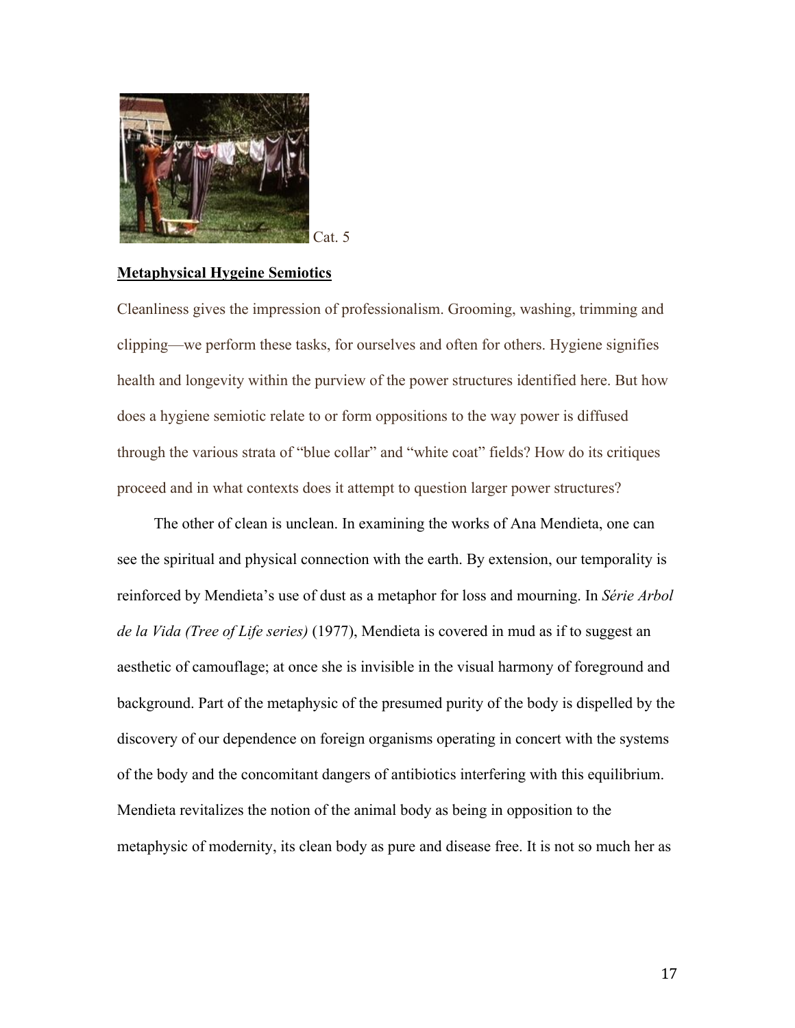Cat. 5

**Metaphysical Hygeine Semiotics**

Cleanliness gives the impression of professionalism. Grooming, washing, trimming and clipping—we perform these tasks, for ourselves and often for others. Hygiene signifies health and longevity within the purview of the power structures identified here. But how does a hygiene semiotic relate to or form oppositions to the way power is diffused through the various strata of "blue collar" and "white coat" fields? How do its critiques proceed and in what contexts does it attempt to question larger power structures?

The other of clean is unclean. In examining the works of Ana Mendieta, one can see the spiritual and physical connection with the earth. By extension, our temporality is reinforced by Mendieta's use of dust as a metaphor for loss and mourning. In *Série Arbol de la Vida (Tree of Life series)* (1977), Mendieta is covered in mud as if to suggest an aesthetic of camouflage; at once she is invisible in the visual harmony of foreground and background. Part of the metaphysic of the presumed purity of the body is dispelled by the discovery of our dependence on foreign organisms operating in concert with the systems of the body and the concomitant dangers of antibiotics interfering with this equilibrium. Mendieta revitalizes the notion of the animal body as being in opposition to the metaphysic of modernity, its clean body as pure and disease free. It is not so much her as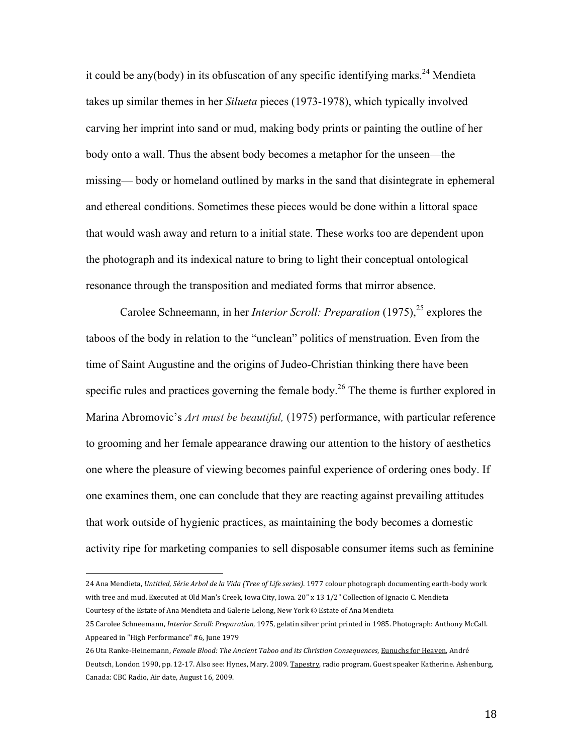it could be any(body) in its obfuscation of any specific identifying marks.[24] Mendieta takes up similar themes in her *Silueta* pieces (1973-1978), which typically involved carving her imprint into sand or mud, making body prints or painting the outline of her body onto a wall. Thus the absent body becomes a metaphor for the unseen—the missing— body or homeland outlined by marks in the sand that disintegrate in ephemeral and ethereal conditions. Sometimes these pieces would be done within a littoral space that would wash away and return to a initial state. These works too are dependent upon the photograph and its indexical nature to bring to light their conceptual ontological resonance through the transposition and mediated forms that mirror absence.

Carolee Schneemann, in her *Interior Scroll: Preparation* (1975),[25] explores the taboos of the body in relation to the "unclean" politics of menstruation. Even from the time of Saint Augustine and the origins of Judeo-Christian thinking there have been specific rules and practices governing the female body.[26] The theme is further explored in Marina Abromovic's *Art must be beautiful,* (1975) performance, with particular reference to grooming and her female appearance drawing our attention to the history of aesthetics one where the pleasure of viewing becomes painful experience of ordering ones body. If one examines them, one can conclude that they are reacting against prevailing attitudes that work outside of hygienic practices, as maintaining the body becomes a domestic activity ripe for marketing companies to sell disposable consumer items such as feminine

---

24 Ana Mendieta, *Untitled, Série Arbol de la Vida (Tree of Life series).* 1977 colour photograph documenting earth-body work with tree and mud. Executed at Old Man's Creek, Iowa City, Iowa. 20" x 13 1/2" Collection of Ignacio C. Mendieta Courtesy of the Estate of Ana Mendieta and Galerie Lelong, New York © Estate of Ana Mendieta

25 Carolee Schneemann, *Interior Scroll: Preparation*, 1975, gelatin silver print printed in 1985. Photograph: Anthony McCall. Appeared in "High Performance" #6, June 1979

26 Uta Ranke-Heinemann, *Female Blood: The Ancient Taboo and its Christian Consequences*, Eunuchs for Heaven, André Deutsch, London 1990, pp. 12-17. Also see: Hynes, Mary. 2009. Tapestry. radio program. Guest speaker Katherine. Ashenburg, Canada: CBC Radio, Air date, August 16, 2009.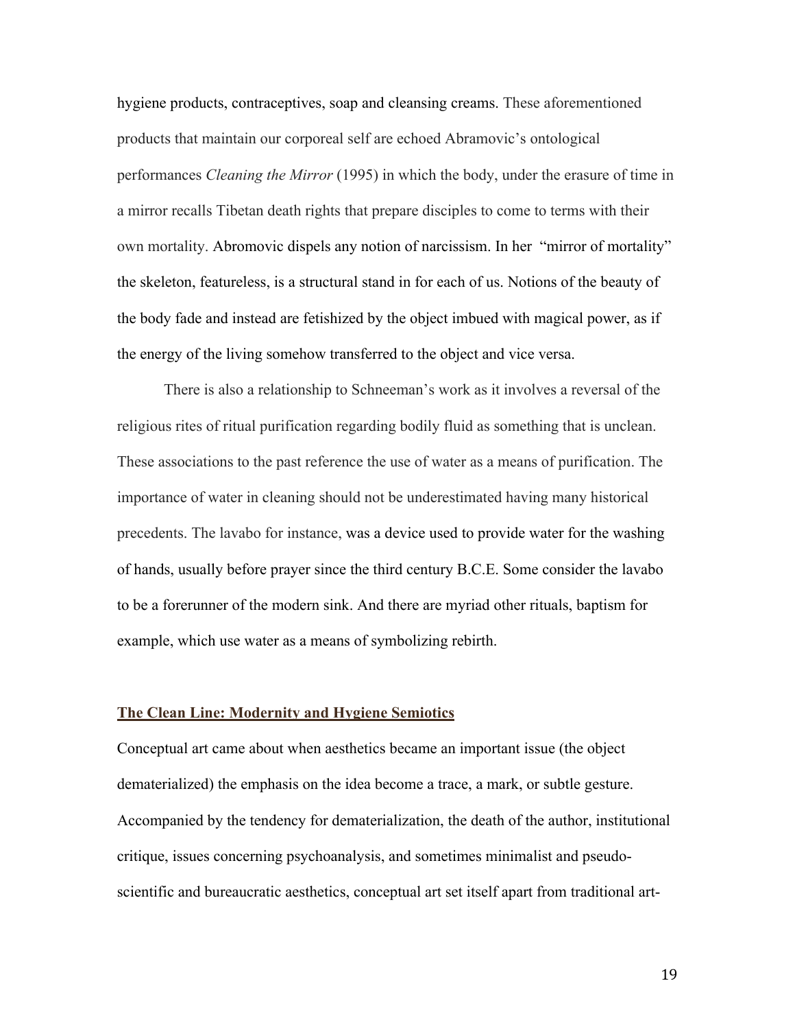hygiene products, contraceptives, soap and cleansing creams. These aforementioned products that maintain our corporeal self are echoed Abramovic's ontological performances *Cleaning the Mirror* (1995) in which the body, under the erasure of time in a mirror recalls Tibetan death rights that prepare disciples to come to terms with their own mortality. Abromovic dispels any notion of narcissism. In her "mirror of mortality" the skeleton, featureless, is a structural stand in for each of us. Notions of the beauty of the body fade and instead are fetishized by the object imbued with magical power, as if the energy of the living somehow transferred to the object and vice versa.

There is also a relationship to Schneeman's work as it involves a reversal of the religious rites of ritual purification regarding bodily fluid as something that is unclean. These associations to the past reference the use of water as a means of purification. The importance of water in cleaning should not be underestimated having many historical precedents. The lavabo for instance, was a device used to provide water for the washing of hands, usually before prayer since the third century B.C.E. Some consider the lavabo to be a forerunner of the modern sink. And there are myriad other rituals, baptism for example, which use water as a means of symbolizing rebirth.

## The Clean Line: Modernity and Hygiene Semiotics

Conceptual art came about when aesthetics became an important issue (the object dematerialized) the emphasis on the idea become a trace, a mark, or subtle gesture. Accompanied by the tendency for dematerialization, the death of the author, institutional critique, issues concerning psychoanalysis, and sometimes minimalist and pseudo-scientific and bureaucratic aesthetics, conceptual art set itself apart from traditional art-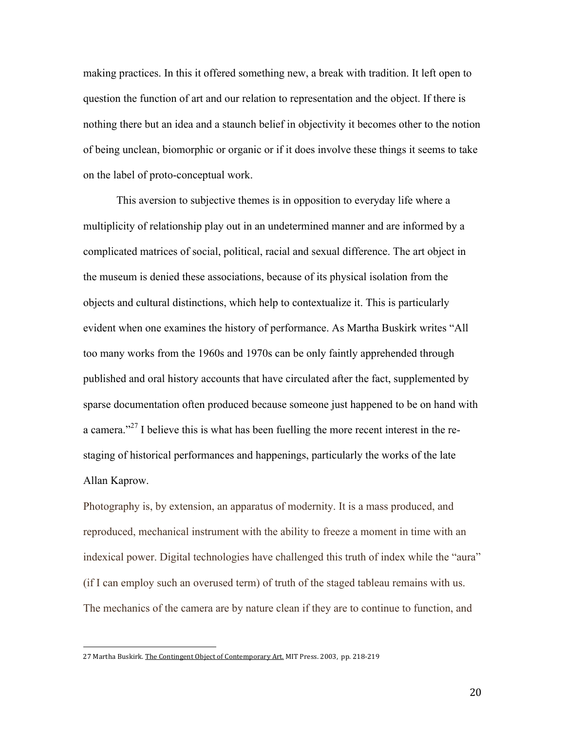making practices. In this it offered something new, a break with tradition. It left open to question the function of art and our relation to representation and the object. If there is nothing there but an idea and a staunch belief in objectivity it becomes other to the notion of being unclean, biomorphic or organic or if it does involve these things it seems to take on the label of proto-conceptual work.

This aversion to subjective themes is in opposition to everyday life where a multiplicity of relationship play out in an undetermined manner and are informed by a complicated matrices of social, political, racial and sexual difference. The art object in the museum is denied these associations, because of its physical isolation from the objects and cultural distinctions, which help to contextualize it. This is particularly evident when one examines the history of performance. As Martha Buskirk writes "All too many works from the 1960s and 1970s can be only faintly apprehended through published and oral history accounts that have circulated after the fact, supplemented by sparse documentation often produced because someone just happened to be on hand with a camera."[27] I believe this is what has been fuelling the more recent interest in the re-staging of historical performances and happenings, particularly the works of the late Allan Kaprow.

Photography is, by extension, an apparatus of modernity. It is a mass produced, and reproduced, mechanical instrument with the ability to freeze a moment in time with an indexical power. Digital technologies have challenged this truth of index while the "aura" (if I can employ such an overused term) of truth of the staged tableau remains with us. The mechanics of the camera are by nature clean if they are to continue to function, and

27 Martha Buskirk. The Contingent Object of Contemporary Art. MIT Press. 2003, pp. 218-219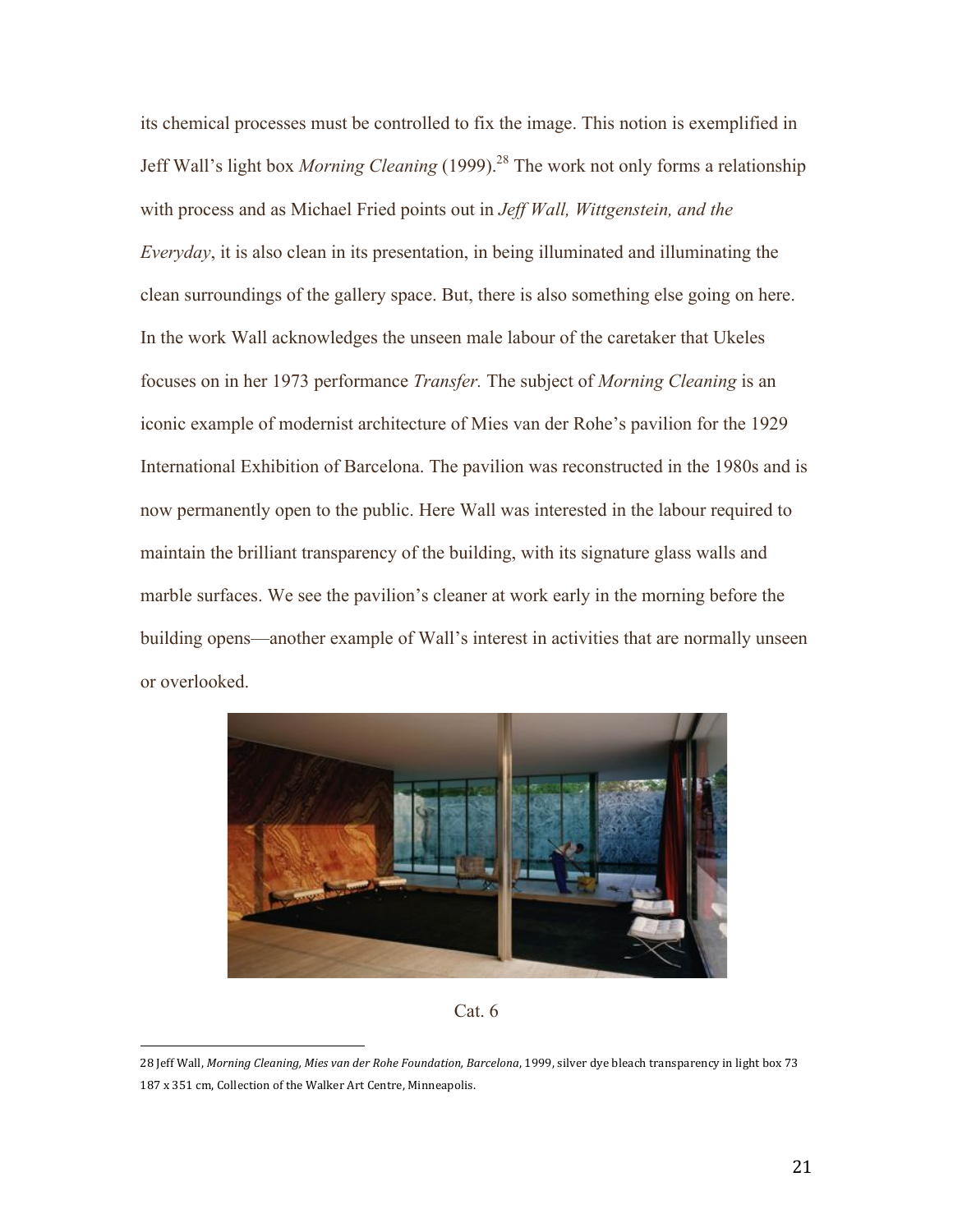its chemical processes must be controlled to fix the image. This notion is exemplified in Jeff Wall's light box *Morning Cleaning* (1999).[28] The work not only forms a relationship with process and as Michael Fried points out in *Jeff Wall, Wittgenstein, and the Everyday*, it is also clean in its presentation, in being illuminated and illuminating the clean surroundings of the gallery space. But, there is also something else going on here. In the work Wall acknowledges the unseen male labour of the caretaker that Ukeles focuses on in her 1973 performance *Transfer.* The subject of *Morning Cleaning* is an iconic example of modernist architecture of Mies van der Rohe's pavilion for the 1929 International Exhibition of Barcelona. The pavilion was reconstructed in the 1980s and is now permanently open to the public. Here Wall was interested in the labour required to maintain the brilliant transparency of the building, with its signature glass walls and marble surfaces. We see the pavilion's cleaner at work early in the morning before the building opens—another example of Wall's interest in activities that are normally unseen or overlooked.

Cat. 6

28 Jeff Wall, *Morning Cleaning, Mies van der Rohe Foundation, Barcelona*, 1999, silver dye bleach transparency in light box 73 187 x 351 cm, Collection of the Walker Art Centre, Minneapolis.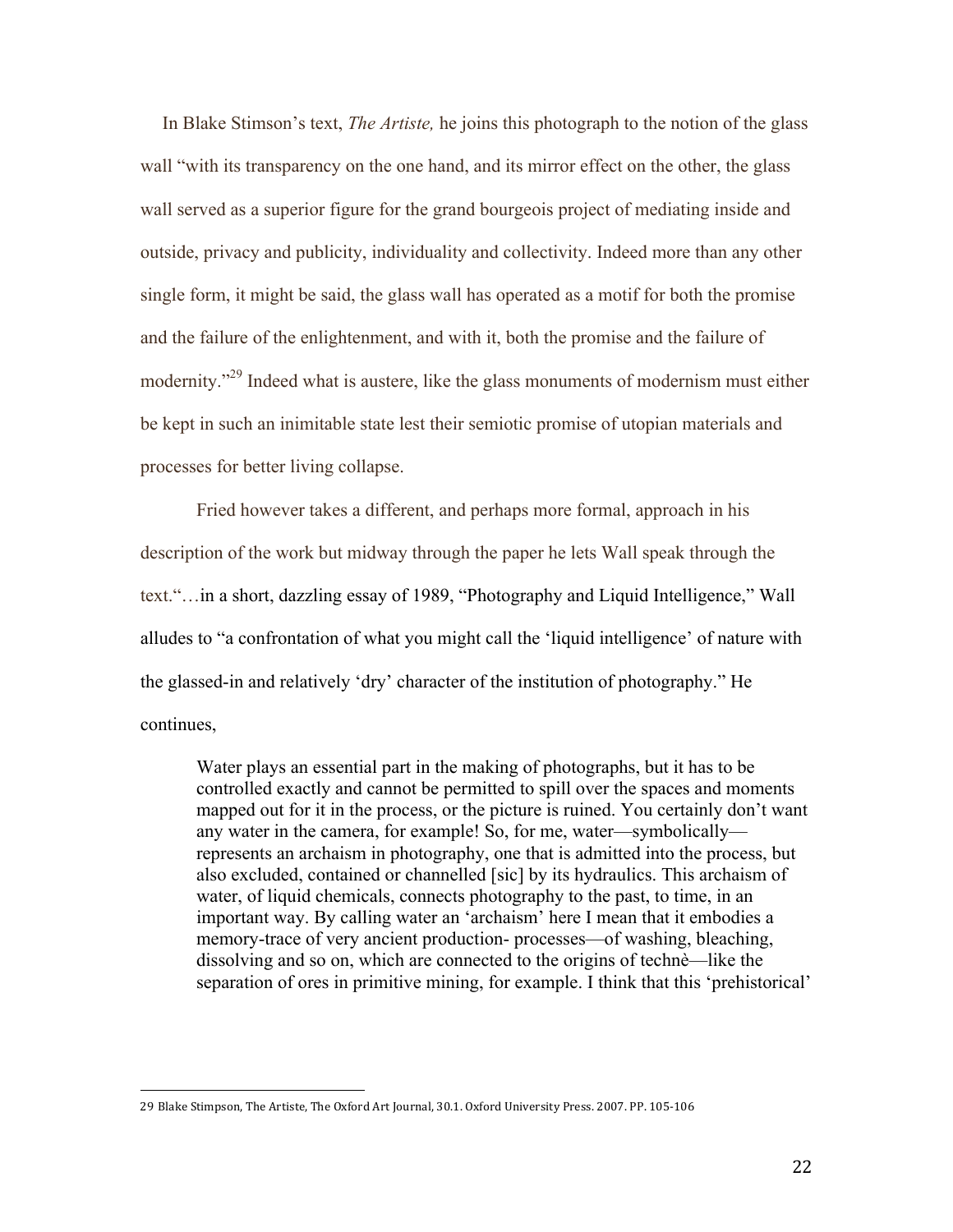In Blake Stimson's text, *The Artiste,* he joins this photograph to the notion of the glass wall "with its transparency on the one hand, and its mirror effect on the other, the glass wall served as a superior figure for the grand bourgeois project of mediating inside and outside, privacy and publicity, individuality and collectivity. Indeed more than any other single form, it might be said, the glass wall has operated as a motif for both the promise and the failure of the enlightenment, and with it, both the promise and the failure of modernity."[29] Indeed what is austere, like the glass monuments of modernism must either be kept in such an inimitable state lest their semiotic promise of utopian materials and processes for better living collapse.

Fried however takes a different, and perhaps more formal, approach in his description of the work but midway through the paper he lets Wall speak through the text."…in a short, dazzling essay of 1989, "Photography and Liquid Intelligence," Wall alludes to "a confrontation of what you might call the 'liquid intelligence' of nature with the glassed-in and relatively 'dry' character of the institution of photography." He continues,

> Water plays an essential part in the making of photographs, but it has to be controlled exactly and cannot be permitted to spill over the spaces and moments mapped out for it in the process, or the picture is ruined. You certainly don't want any water in the camera, for example! So, for me, water—symbolically—represents an archaism in photography, one that is admitted into the process, but also excluded, contained or channelled [sic] by its hydraulics. This archaism of water, of liquid chemicals, connects photography to the past, to time, in an important way. By calling water an 'archaism' here I mean that it embodies a memory-trace of very ancient production- processes—of washing, bleaching, dissolving and so on, which are connected to the origins of technè—like the separation of ores in primitive mining, for example. I think that this 'prehistorical'

29 Blake Stimpson, The Artiste, The Oxford Art Journal, 30.1. Oxford University Press. 2007. PP. 105-106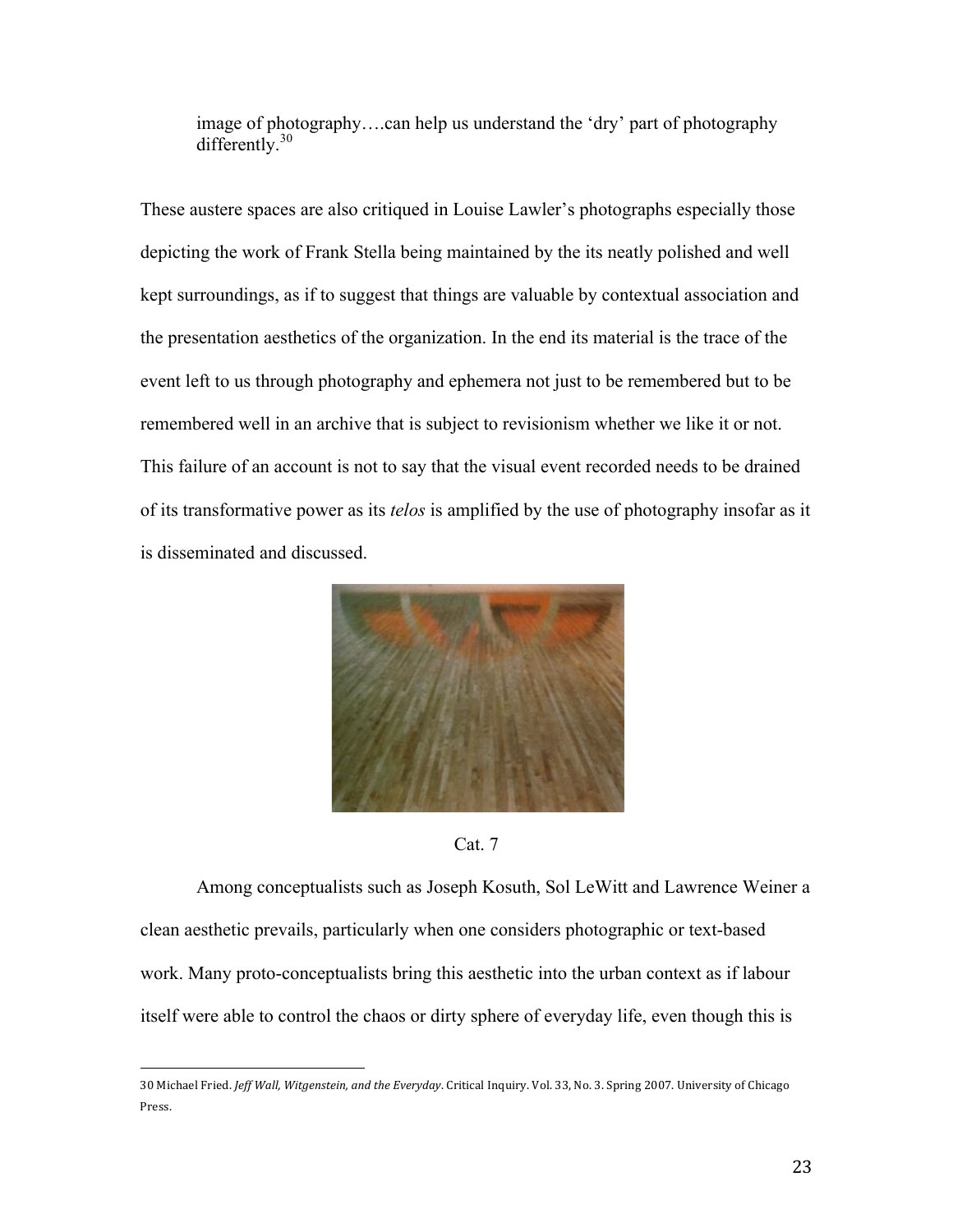> image of photography….can help us understand the 'dry' part of photography differently.[30]

These austere spaces are also critiqued in Louise Lawler's photographs especially those depicting the work of Frank Stella being maintained by the its neatly polished and well kept surroundings, as if to suggest that things are valuable by contextual association and the presentation aesthetics of the organization. In the end its material is the trace of the event left to us through photography and ephemera not just to be remembered but to be remembered well in an archive that is subject to revisionism whether we like it or not. This failure of an account is not to say that the visual event recorded needs to be drained of its transformative power as its *telos* is amplified by the use of photography insofar as it is disseminated and discussed.

Cat. 7

Among conceptualists such as Joseph Kosuth, Sol LeWitt and Lawrence Weiner a clean aesthetic prevails, particularly when one considers photographic or text-based work. Many proto-conceptualists bring this aesthetic into the urban context as if labour itself were able to control the chaos or dirty sphere of everyday life, even though this is

---

30 Michael Fried. *Jeff Wall, Witgenstein, and the Everyday*. Critical Inquiry. Vol. 33, No. 3. Spring 2007. University of Chicago Press.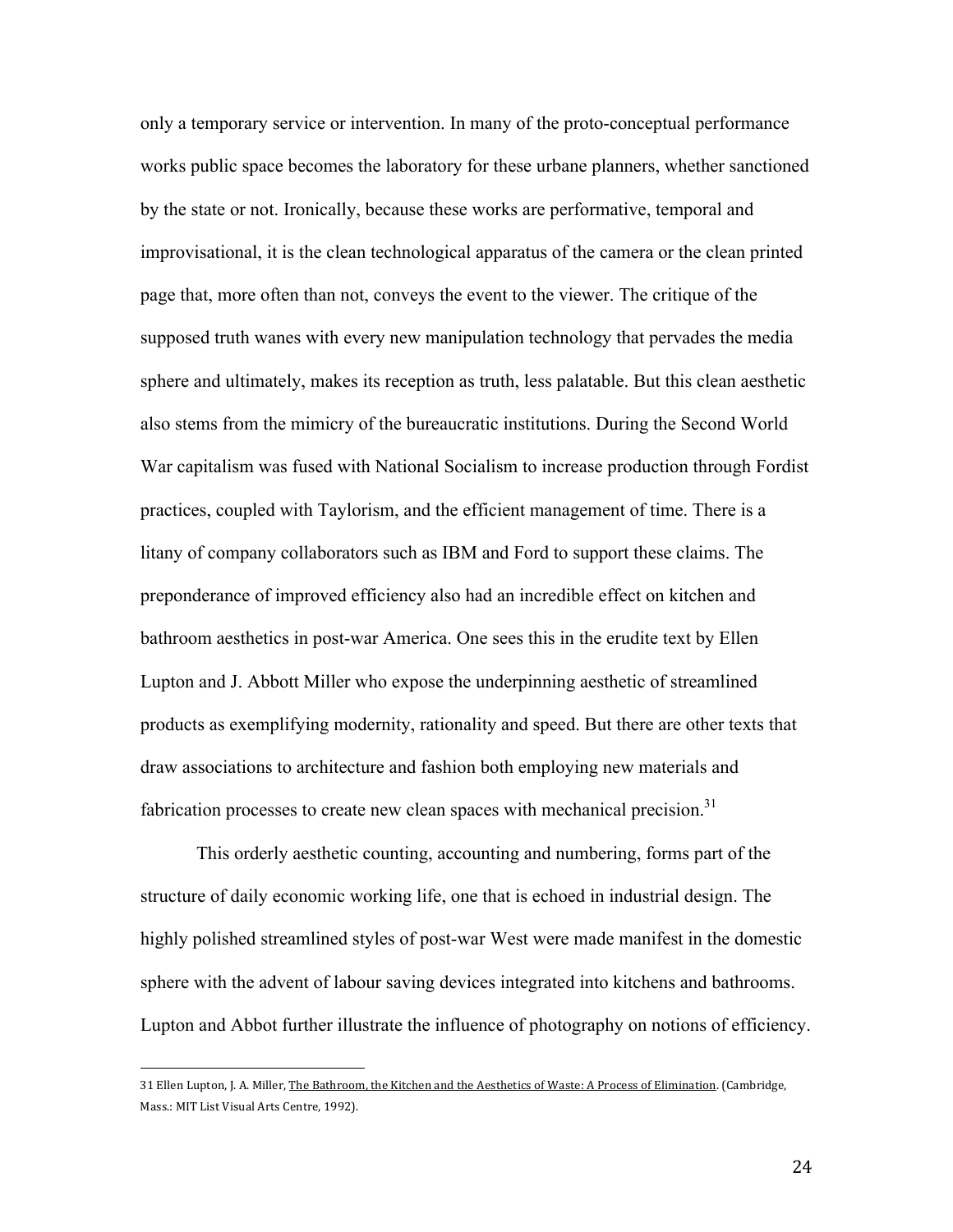only a temporary service or intervention. In many of the proto-conceptual performance works public space becomes the laboratory for these urbane planners, whether sanctioned by the state or not. Ironically, because these works are performative, temporal and improvisational, it is the clean technological apparatus of the camera or the clean printed page that, more often than not, conveys the event to the viewer. The critique of the supposed truth wanes with every new manipulation technology that pervades the media sphere and ultimately, makes its reception as truth, less palatable. But this clean aesthetic also stems from the mimicry of the bureaucratic institutions. During the Second World War capitalism was fused with National Socialism to increase production through Fordist practices, coupled with Taylorism, and the efficient management of time. There is a litany of company collaborators such as IBM and Ford to support these claims. The preponderance of improved efficiency also had an incredible effect on kitchen and bathroom aesthetics in post-war America. One sees this in the erudite text by Ellen Lupton and J. Abbott Miller who expose the underpinning aesthetic of streamlined products as exemplifying modernity, rationality and speed. But there are other texts that draw associations to architecture and fashion both employing new materials and fabrication processes to create new clean spaces with mechanical precision.[31]

This orderly aesthetic counting, accounting and numbering, forms part of the structure of daily economic working life, one that is echoed in industrial design. The highly polished streamlined styles of post-war West were made manifest in the domestic sphere with the advent of labour saving devices integrated into kitchens and bathrooms. Lupton and Abbot further illustrate the influence of photography on notions of efficiency.

---

31 Ellen Lupton, J. A. Miller, The Bathroom, the Kitchen and the Aesthetics of Waste: A Process of Elimination. (Cambridge, Mass.: MIT List Visual Arts Centre, 1992).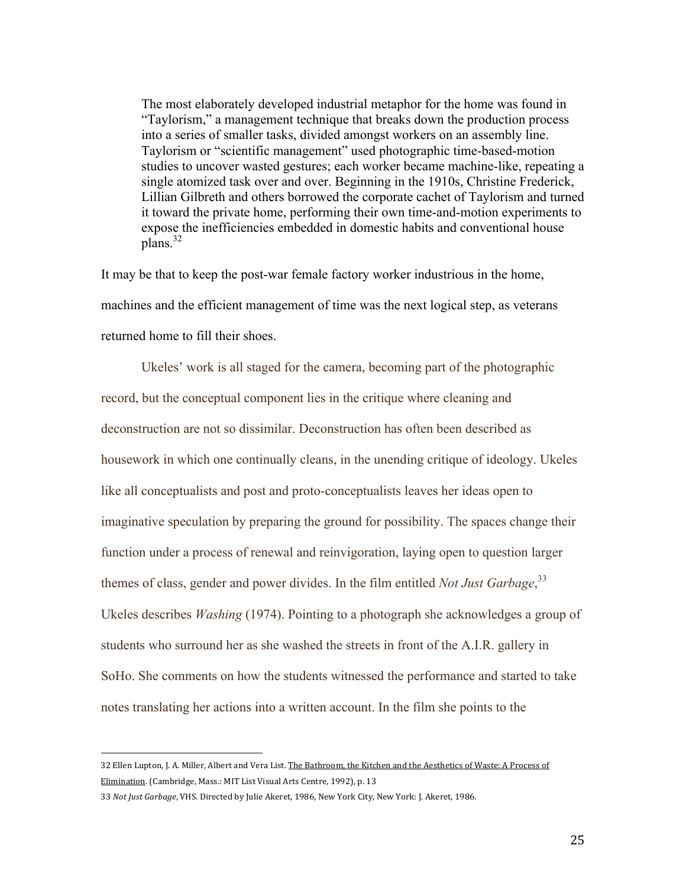> The most elaborately developed industrial metaphor for the home was found in "Taylorism," a management technique that breaks down the production process into a series of smaller tasks, divided amongst workers on an assembly line. Taylorism or "scientific management" used photographic time-based-motion studies to uncover wasted gestures; each worker became machine-like, repeating a single atomized task over and over. Beginning in the 1910s, Christine Frederick, Lillian Gilbreth and others borrowed the corporate cachet of Taylorism and turned it toward the private home, performing their own time-and-motion experiments to expose the inefficiencies embedded in domestic habits and conventional house plans.[32]

It may be that to keep the post-war female factory worker industrious in the home, machines and the efficient management of time was the next logical step, as veterans returned home to fill their shoes.

Ukeles' work is all staged for the camera, becoming part of the photographic record, but the conceptual component lies in the critique where cleaning and deconstruction are not so dissimilar. Deconstruction has often been described as housework in which one continually cleans, in the unending critique of ideology. Ukeles like all conceptualists and post and proto-conceptualists leaves her ideas open to imaginative speculation by preparing the ground for possibility. The spaces change their function under a process of renewal and reinvigoration, laying open to question larger themes of class, gender and power divides. In the film entitled *Not Just Garbage*,[33] Ukeles describes *Washing* (1974). Pointing to a photograph she acknowledges a group of students who surround her as she washed the streets in front of the A.I.R. gallery in SoHo. She comments on how the students witnessed the performance and started to take notes translating her actions into a written account. In the film she points to the

---

32 Ellen Lupton, J. A. Miller, Albert and Vera List. The Bathroom, the Kitchen and the Aesthetics of Waste: A Process of Elimination. (Cambridge, Mass.: MIT List Visual Arts Centre, 1992), p. 13

33 *Not Just Garbage*, VHS. Directed by Julie Akeret, 1986, New York City, New York: J. Akeret, 1986.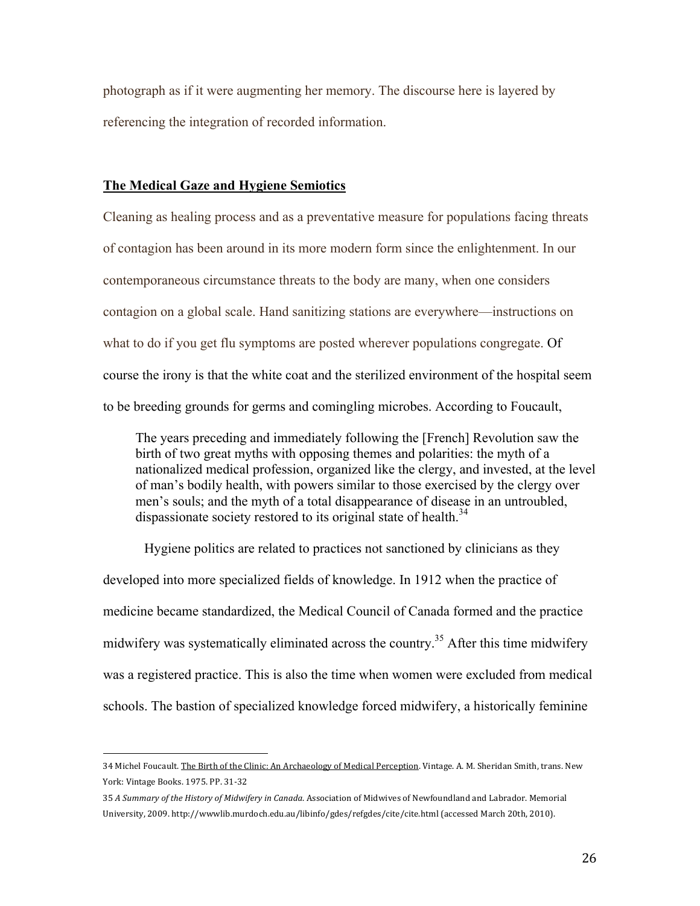photograph as if it were augmenting her memory. The discourse here is layered by referencing the integration of recorded information.

## The Medical Gaze and Hygiene Semiotics

Cleaning as healing process and as a preventative measure for populations facing threats of contagion has been around in its more modern form since the enlightenment. In our contemporaneous circumstance threats to the body are many, when one considers contagion on a global scale. Hand sanitizing stations are everywhere—instructions on what to do if you get flu symptoms are posted wherever populations congregate. Of course the irony is that the white coat and the sterilized environment of the hospital seem to be breeding grounds for germs and comingling microbes. According to Foucault,

> The years preceding and immediately following the [French] Revolution saw the birth of two great myths with opposing themes and polarities: the myth of a nationalized medical profession, organized like the clergy, and invested, at the level of man's bodily health, with powers similar to those exercised by the clergy over men's souls; and the myth of a total disappearance of disease in an untroubled, dispassionate society restored to its original state of health.[34]

Hygiene politics are related to practices not sanctioned by clinicians as they developed into more specialized fields of knowledge. In 1912 when the practice of medicine became standardized, the Medical Council of Canada formed and the practice midwifery was systematically eliminated across the country.[35] After this time midwifery was a registered practice. This is also the time when women were excluded from medical schools. The bastion of specialized knowledge forced midwifery, a historically feminine

---

34 Michel Foucault. The Birth of the Clinic: An Archaeology of Medical Perception. Vintage. A. M. Sheridan Smith, trans. New York: Vintage Books. 1975. PP. 31-32

35 *A Summary of the History of Midwifery in Canada*. Association of Midwives of Newfoundland and Labrador. Memorial University, 2009. http://wwwlib.murdoch.edu.au/libinfo/gdes/refgdes/cite/cite.html (accessed March 20th, 2010).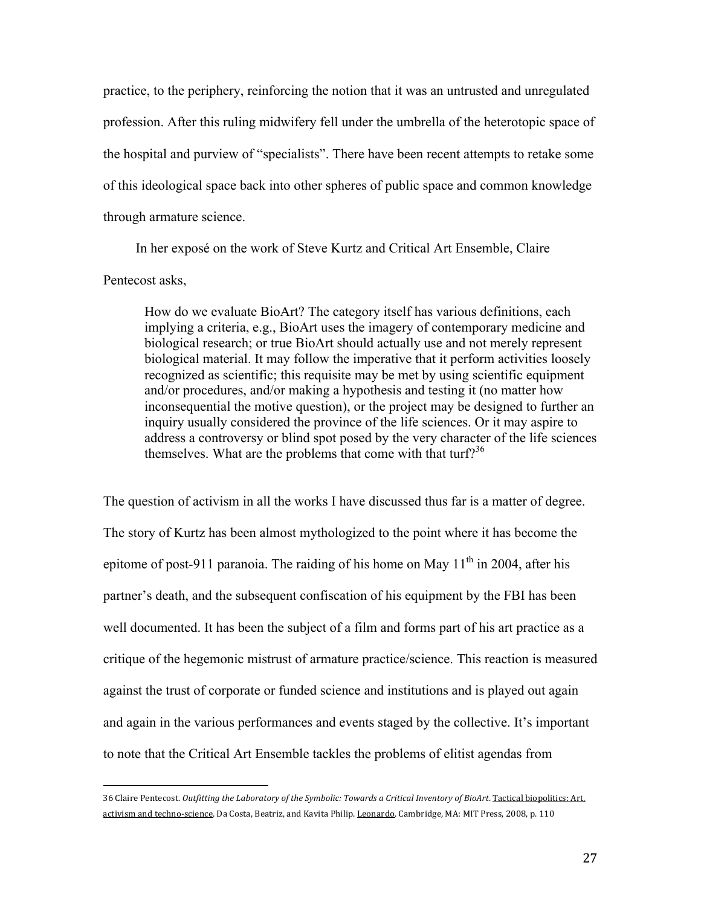practice, to the periphery, reinforcing the notion that it was an untrusted and unregulated profession. After this ruling midwifery fell under the umbrella of the heterotopic space of the hospital and purview of "specialists". There have been recent attempts to retake some of this ideological space back into other spheres of public space and common knowledge through armature science.

In her exposé on the work of Steve Kurtz and Critical Art Ensemble, Claire Pentecost asks,

> How do we evaluate BioArt? The category itself has various definitions, each implying a criteria, e.g., BioArt uses the imagery of contemporary medicine and biological research; or true BioArt should actually use and not merely represent biological material. It may follow the imperative that it perform activities loosely recognized as scientific; this requisite may be met by using scientific equipment and/or procedures, and/or making a hypothesis and testing it (no matter how inconsequential the motive question), or the project may be designed to further an inquiry usually considered the province of the life sciences. Or it may aspire to address a controversy or blind spot posed by the very character of the life sciences themselves. What are the problems that come with that turf?[36]

The question of activism in all the works I have discussed thus far is a matter of degree. The story of Kurtz has been almost mythologized to the point where it has become the epitome of post-911 paranoia. The raiding of his home on May 11th in 2004, after his partner's death, and the subsequent confiscation of his equipment by the FBI has been well documented. It has been the subject of a film and forms part of his art practice as a critique of the hegemonic mistrust of armature practice/science. This reaction is measured against the trust of corporate or funded science and institutions and is played out again and again in the various performances and events staged by the collective. It's important to note that the Critical Art Ensemble tackles the problems of elitist agendas from

---

36 Claire Pentecost. *Outfitting the Laboratory of the Symbolic: Towards a Critical Inventory of BioArt*. Tactical biopolitics: Art, activism and techno-science. Da Costa, Beatriz, and Kavita Philip. Leonardo. Cambridge, MA: MIT Press, 2008, p. 110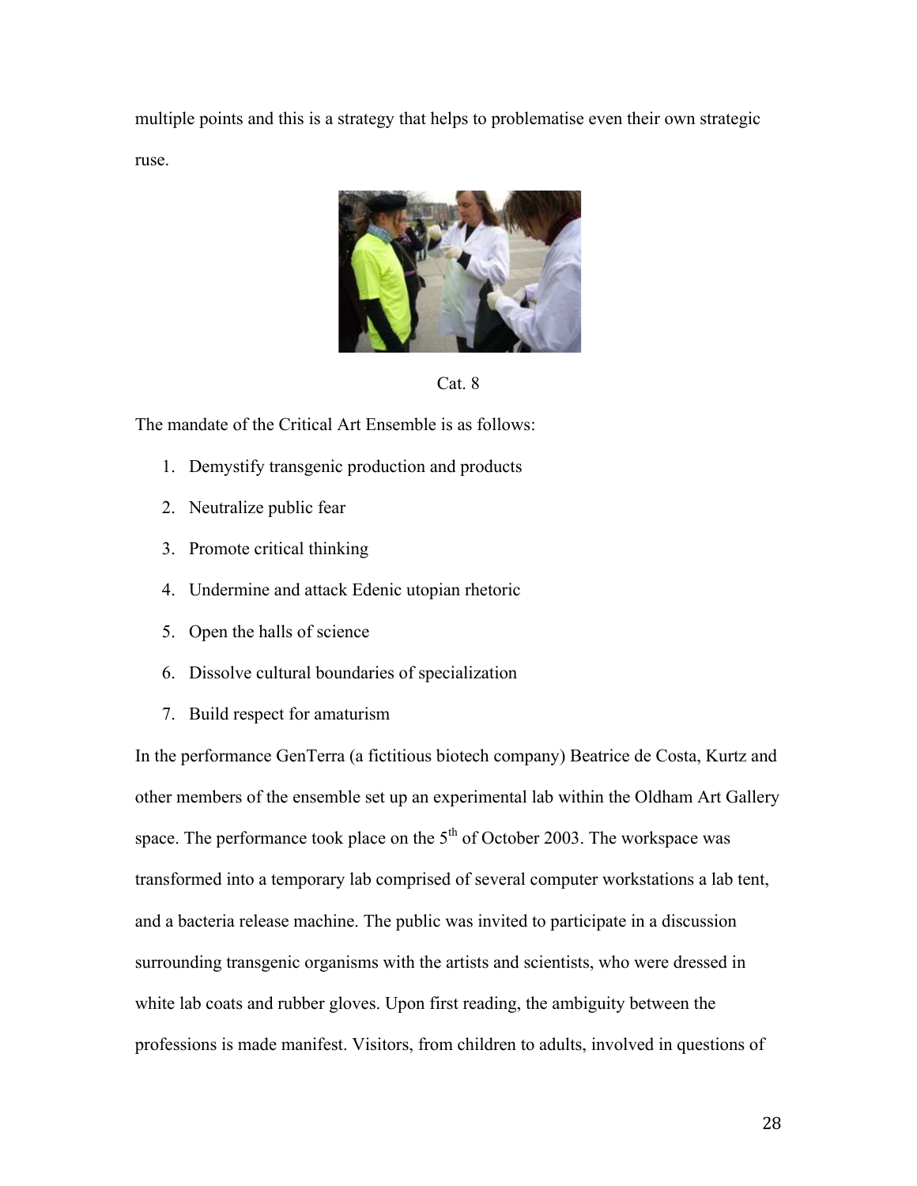multiple points and this is a strategy that helps to problematise even their own strategic ruse.

Cat. 8

The mandate of the Critical Art Ensemble is as follows:

1. Demystify transgenic production and products
2. Neutralize public fear
3. Promote critical thinking
4. Undermine and attack Edenic utopian rhetoric
5. Open the halls of science
6. Dissolve cultural boundaries of specialization
7. Build respect for amaturism

In the performance GenTerra (a fictitious biotech company) Beatrice de Costa, Kurtz and other members of the ensemble set up an experimental lab within the Oldham Art Gallery space. The performance took place on the 5th of October 2003. The workspace was transformed into a temporary lab comprised of several computer workstations a lab tent, and a bacteria release machine. The public was invited to participate in a discussion surrounding transgenic organisms with the artists and scientists, who were dressed in white lab coats and rubber gloves. Upon first reading, the ambiguity between the professions is made manifest. Visitors, from children to adults, involved in questions of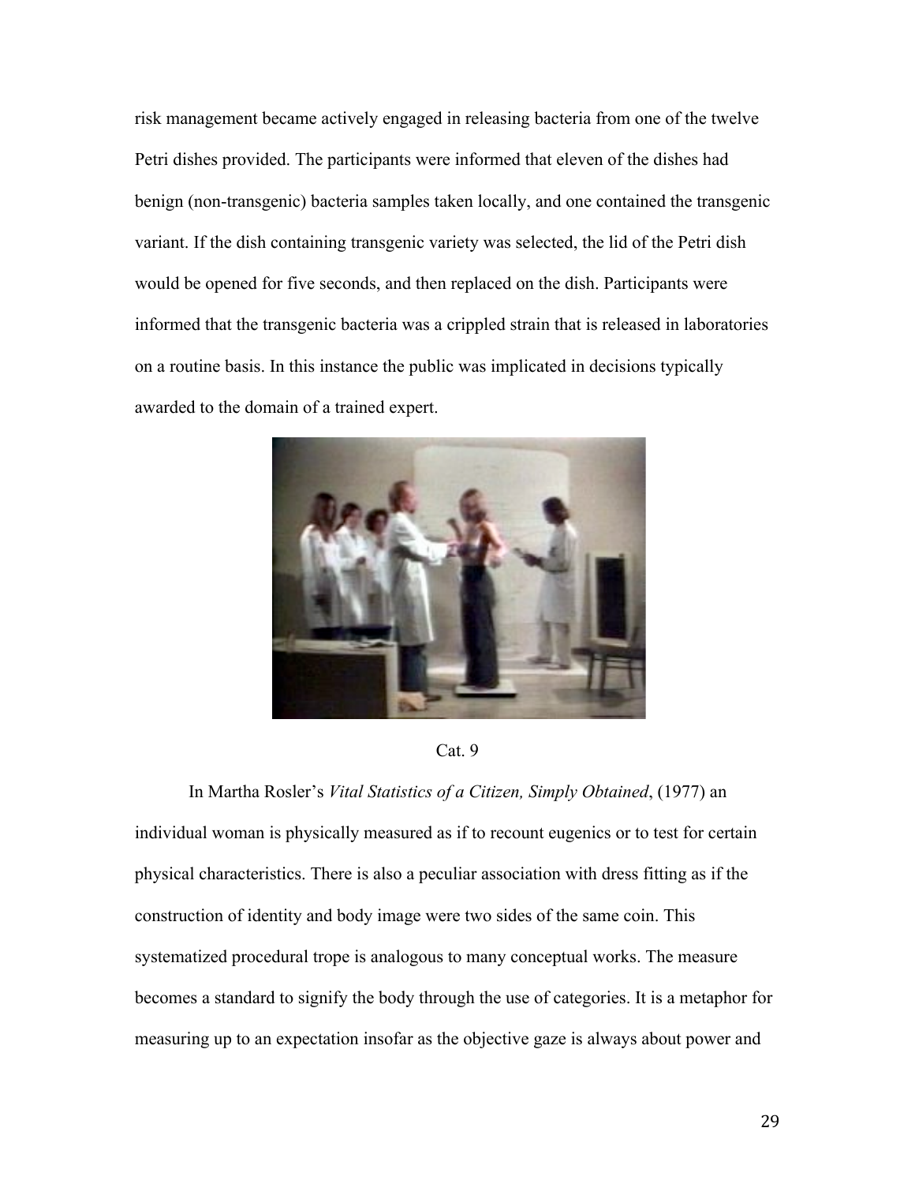risk management became actively engaged in releasing bacteria from one of the twelve Petri dishes provided. The participants were informed that eleven of the dishes had benign (non-transgenic) bacteria samples taken locally, and one contained the transgenic variant. If the dish containing transgenic variety was selected, the lid of the Petri dish would be opened for five seconds, and then replaced on the dish. Participants were informed that the transgenic bacteria was a crippled strain that is released in laboratories on a routine basis. In this instance the public was implicated in decisions typically awarded to the domain of a trained expert.

Cat. 9

In Martha Rosler's *Vital Statistics of a Citizen, Simply Obtained*, (1977) an individual woman is physically measured as if to recount eugenics or to test for certain physical characteristics. There is also a peculiar association with dress fitting as if the construction of identity and body image were two sides of the same coin. This systematized procedural trope is analogous to many conceptual works. The measure becomes a standard to signify the body through the use of categories. It is a metaphor for measuring up to an expectation insofar as the objective gaze is always about power and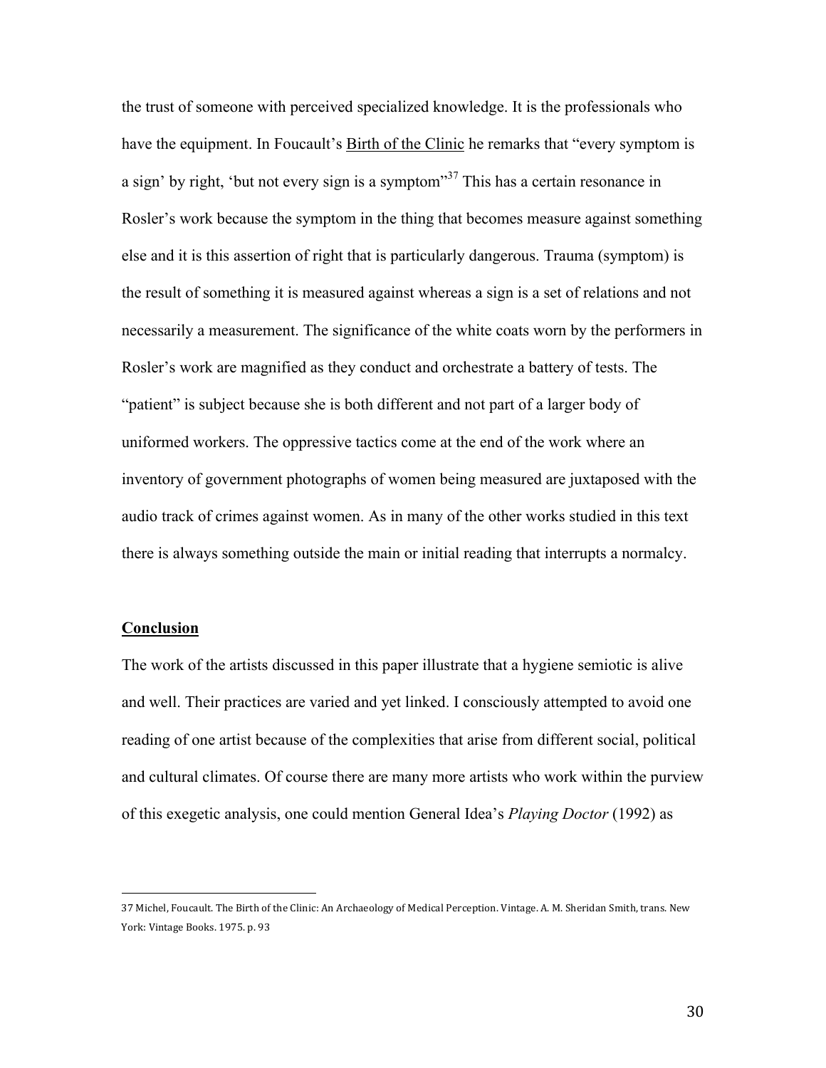the trust of someone with perceived specialized knowledge. It is the professionals who have the equipment. In Foucault's Birth of the Clinic he remarks that "every symptom is a sign' by right, 'but not every sign is a symptom"[37] This has a certain resonance in Rosler's work because the symptom in the thing that becomes measure against something else and it is this assertion of right that is particularly dangerous. Trauma (symptom) is the result of something it is measured against whereas a sign is a set of relations and not necessarily a measurement. The significance of the white coats worn by the performers in Rosler's work are magnified as they conduct and orchestrate a battery of tests. The "patient" is subject because she is both different and not part of a larger body of uniformed workers. The oppressive tactics come at the end of the work where an inventory of government photographs of women being measured are juxtaposed with the audio track of crimes against women. As in many of the other works studied in this text there is always something outside the main or initial reading that interrupts a normalcy.

## Conclusion

The work of the artists discussed in this paper illustrate that a hygiene semiotic is alive and well. Their practices are varied and yet linked. I consciously attempted to avoid one reading of one artist because of the complexities that arise from different social, political and cultural climates. Of course there are many more artists who work within the purview of this exegetic analysis, one could mention General Idea's *Playing Doctor* (1992) as

---

37 Michel, Foucault. The Birth of the Clinic: An Archaeology of Medical Perception. Vintage. A. M. Sheridan Smith, trans. New York: Vintage Books. 1975. p. 93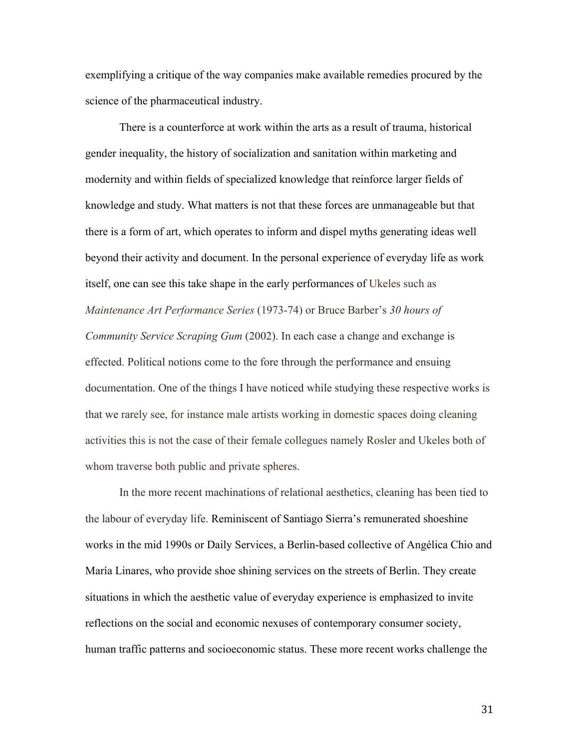exemplifying a critique of the way companies make available remedies procured by the science of the pharmaceutical industry.

There is a counterforce at work within the arts as a result of trauma, historical gender inequality, the history of socialization and sanitation within marketing and modernity and within fields of specialized knowledge that reinforce larger fields of knowledge and study. What matters is not that these forces are unmanageable but that there is a form of art, which operates to inform and dispel myths generating ideas well beyond their activity and document. In the personal experience of everyday life as work itself, one can see this take shape in the early performances of Ukeles such as *Maintenance Art Performance Series* (1973-74) or Bruce Barber's *30 hours of Community Service Scraping Gum* (2002). In each case a change and exchange is effected. Political notions come to the fore through the performance and ensuing documentation. One of the things I have noticed while studying these respective works is that we rarely see, for instance male artists working in domestic spaces doing cleaning activities this is not the case of their female collegues namely Rosler and Ukeles both of whom traverse both public and private spheres.

In the more recent machinations of relational aesthetics, cleaning has been tied to the labour of everyday life. Reminiscent of Santiago Sierra's remunerated shoeshine works in the mid 1990s or Daily Services, a Berlin-based collective of Angélica Chio and María Linares, who provide shoe shining services on the streets of Berlin. They create situations in which the aesthetic value of everyday experience is emphasized to invite reflections on the social and economic nexuses of contemporary consumer society, human traffic patterns and socioeconomic status. These more recent works challenge the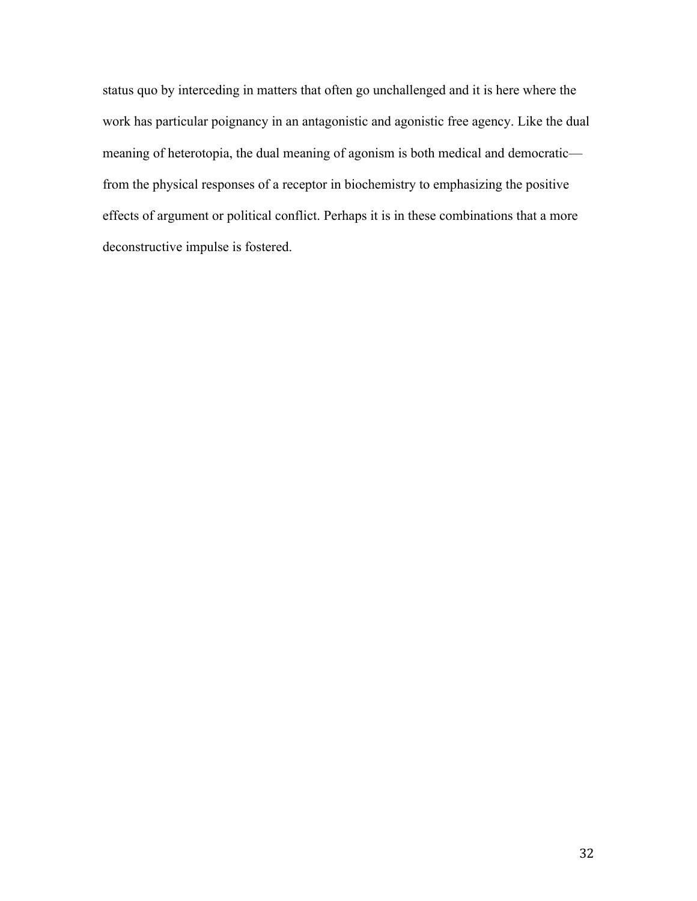status quo by interceding in matters that often go unchallenged and it is here where the work has particular poignancy in an antagonistic and agonistic free agency. Like the dual meaning of heterotopia, the dual meaning of agonism is both medical and democratic—from the physical responses of a receptor in biochemistry to emphasizing the positive effects of argument or political conflict. Perhaps it is in these combinations that a more deconstructive impulse is fostered.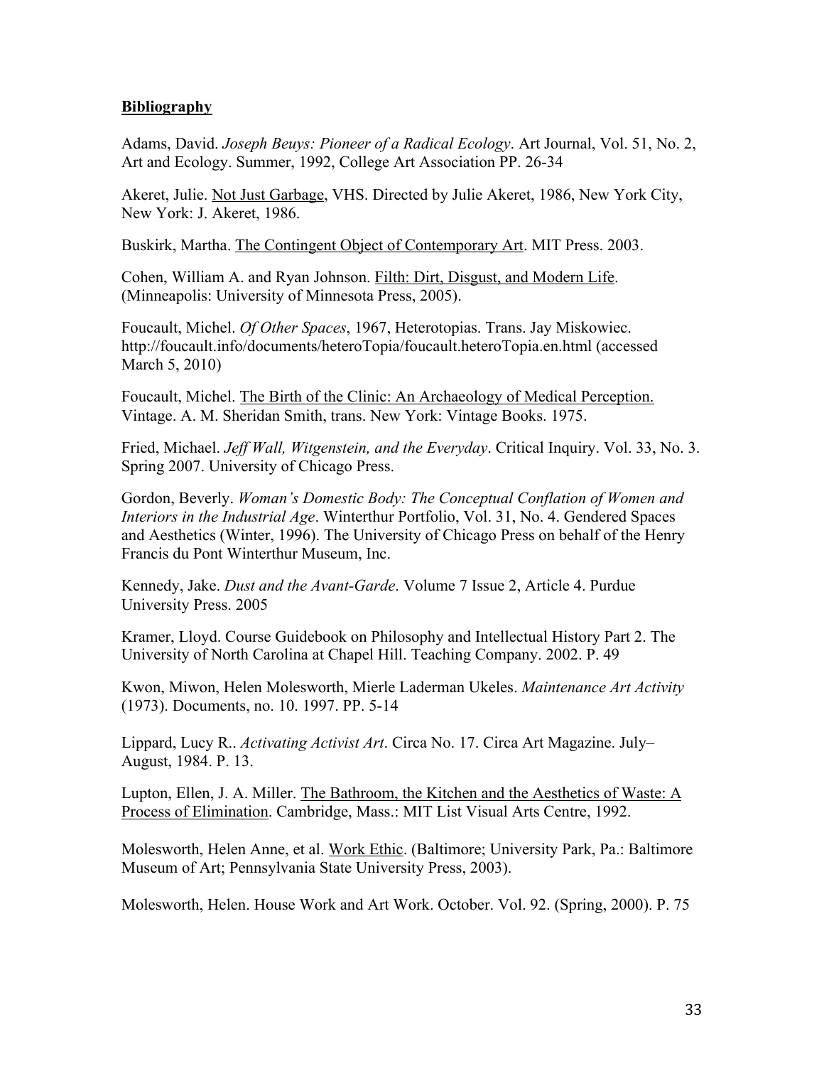**Bibliography**

Adams, David. *Joseph Beuys: Pioneer of a Radical Ecology*. Art Journal, Vol. 51, No. 2, Art and Ecology. Summer, 1992, College Art Association PP. 26-34

Akeret, Julie. <u>Not Just Garbage</u>, VHS. Directed by Julie Akeret, 1986, New York City, New York: J. Akeret, 1986.

Buskirk, Martha. <u>The Contingent Object of Contemporary Art</u>. MIT Press. 2003.

Cohen, William A. and Ryan Johnson. <u>Filth: Dirt, Disgust, and Modern Life</u>. (Minneapolis: University of Minnesota Press, 2005).

Foucault, Michel. *Of Other Spaces*, 1967, Heterotopias. Trans. Jay Miskowiec. http://foucault.info/documents/heteroTopia/foucault.heteroTopia.en.html (accessed March 5, 2010)

Foucault, Michel. <u>The Birth of the Clinic: An Archaeology of Medical Perception.</u> Vintage. A. M. Sheridan Smith, trans. New York: Vintage Books. 1975.

Fried, Michael. *Jeff Wall, Witgenstein, and the Everyday*. Critical Inquiry. Vol. 33, No. 3. Spring 2007. University of Chicago Press.

Gordon, Beverly. *Woman's Domestic Body: The Conceptual Conflation of Women and Interiors in the Industrial Age*. Winterthur Portfolio, Vol. 31, No. 4. Gendered Spaces and Aesthetics (Winter, 1996). The University of Chicago Press on behalf of the Henry Francis du Pont Winterthur Museum, Inc.

Kennedy, Jake. *Dust and the Avant-Garde*. Volume 7 Issue 2, Article 4. Purdue University Press. 2005

Kramer, Lloyd. Course Guidebook on Philosophy and Intellectual History Part 2. The University of North Carolina at Chapel Hill. Teaching Company. 2002. P. 49

Kwon, Miwon, Helen Molesworth, Mierle Laderman Ukeles. *Maintenance Art Activity* (1973). Documents, no. 10. 1997. PP. 5-14

Lippard, Lucy R.. *Activating Activist Art*. Circa No. 17. Circa Art Magazine. July–August, 1984. P. 13.

Lupton, Ellen, J. A. Miller. <u>The Bathroom, the Kitchen and the Aesthetics of Waste: A Process of Elimination</u>. Cambridge, Mass.: MIT List Visual Arts Centre, 1992.

Molesworth, Helen Anne, et al. <u>Work Ethic</u>. (Baltimore; University Park, Pa.: Baltimore Museum of Art; Pennsylvania State University Press, 2003).

Molesworth, Helen. House Work and Art Work. October. Vol. 92. (Spring, 2000). P. 75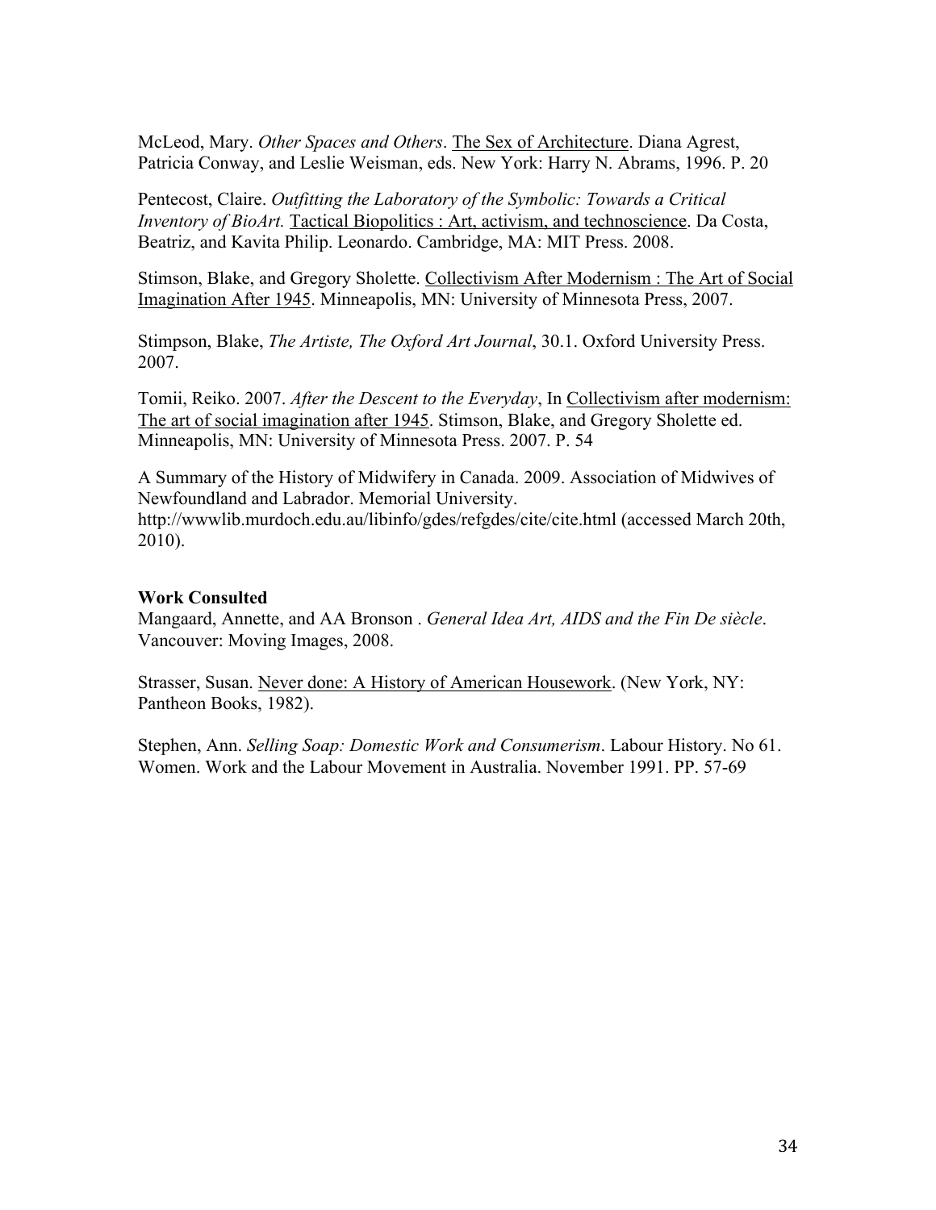McLeod, Mary. *Other Spaces and Others*. The Sex of Architecture. Diana Agrest, Patricia Conway, and Leslie Weisman, eds. New York: Harry N. Abrams, 1996. P. 20

Pentecost, Claire. *Outfitting the Laboratory of the Symbolic: Towards a Critical Inventory of BioArt.* Tactical Biopolitics : Art, activism, and technoscience. Da Costa, Beatriz, and Kavita Philip. Leonardo. Cambridge, MA: MIT Press. 2008.

Stimson, Blake, and Gregory Sholette. Collectivism After Modernism : The Art of Social Imagination After 1945. Minneapolis, MN: University of Minnesota Press, 2007.

Stimpson, Blake, *The Artiste, The Oxford Art Journal*, 30.1. Oxford University Press. 2007.

Tomii, Reiko. 2007. *After the Descent to the Everyday*, In Collectivism after modernism: The art of social imagination after 1945. Stimson, Blake, and Gregory Sholette ed. Minneapolis, MN: University of Minnesota Press. 2007. P. 54

A Summary of the History of Midwifery in Canada. 2009. Association of Midwives of Newfoundland and Labrador. Memorial University. http://wwwlib.murdoch.edu.au/libinfo/gdes/refgdes/cite/cite.html (accessed March 20th, 2010).

**Work Consulted**

Mangaard, Annette, and AA Bronson . *General Idea Art, AIDS and the Fin De siècle*. Vancouver: Moving Images, 2008.

Strasser, Susan. Never done: A History of American Housework. (New York, NY: Pantheon Books, 1982).

Stephen, Ann. *Selling Soap: Domestic Work and Consumerism*. Labour History. No 61. Women. Work and the Labour Movement in Australia. November 1991. PP. 57-69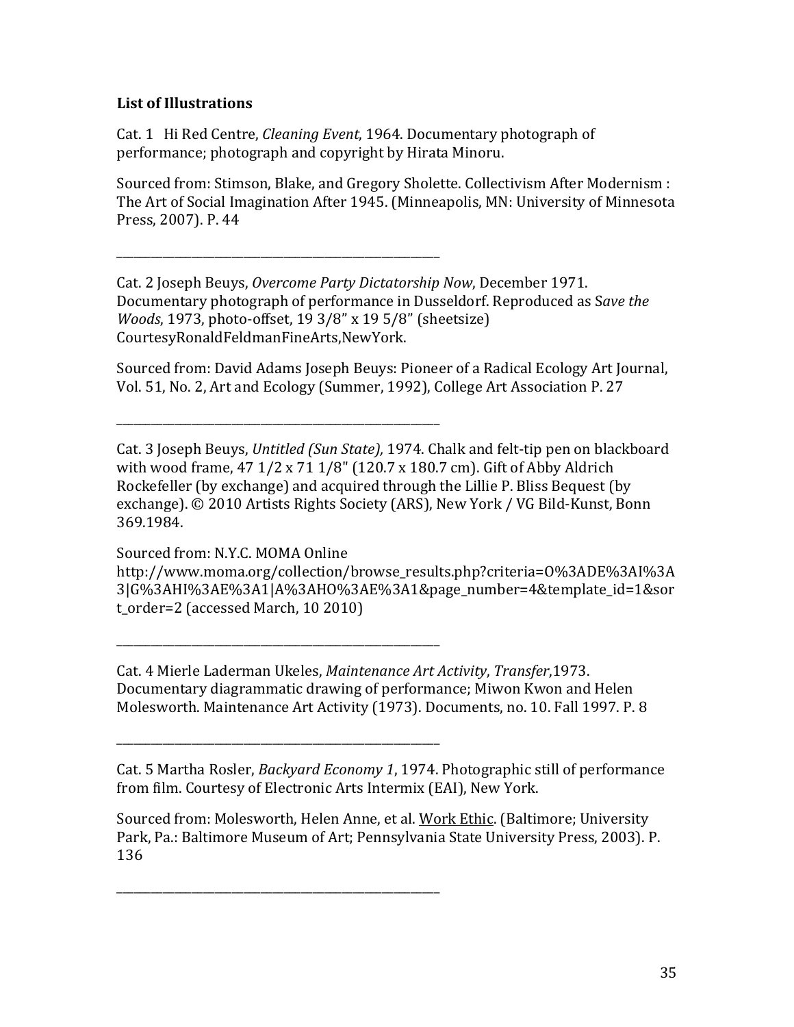**List of Illustrations**

Cat. 1 Hi Red Centre, *Cleaning Event*, 1964. Documentary photograph of performance; photograph and copyright by Hirata Minoru.

Sourced from: Stimson, Blake, and Gregory Sholette. Collectivism After Modernism : The Art of Social Imagination After 1945. (Minneapolis, MN: University of Minnesota Press, 2007). P. 44

---

Cat. 2 Joseph Beuys, *Overcome Party Dictatorship Now*, December 1971. Documentary photograph of performance in Dusseldorf. Reproduced as *Save the Woods*, 1973, photo-offset, 19 3/8" x 19 5/8" (sheetsize) CourtesyRonaldFeldmanFineArts,NewYork.

Sourced from: David Adams Joseph Beuys: Pioneer of a Radical Ecology Art Journal, Vol. 51, No. 2, Art and Ecology (Summer, 1992), College Art Association P. 27

---

Cat. 3 Joseph Beuys, *Untitled (Sun State),* 1974. Chalk and felt-tip pen on blackboard with wood frame, 47 1/2 x 71 1/8" (120.7 x 180.7 cm). Gift of Abby Aldrich Rockefeller (by exchange) and acquired through the Lillie P. Bliss Bequest (by exchange). © 2010 Artists Rights Society (ARS), New York / VG Bild-Kunst, Bonn 369.1984.

Sourced from: N.Y.C. MOMA Online http://www.moma.org/collection/browse_results.php?criteria=O%3ADE%3AI%3A3|G%3AHI%3AE%3A1|A%3AHO%3AE%3A1&page_number=4&template_id=1&sort_order=2 (accessed March, 10 2010)

---

Cat. 4 Mierle Laderman Ukeles, *Maintenance Art Activity*, *Transfer*,1973. Documentary diagrammatic drawing of performance; Miwon Kwon and Helen Molesworth. Maintenance Art Activity (1973). Documents, no. 10. Fall 1997. P. 8

---

Cat. 5 Martha Rosler, *Backyard Economy 1*, 1974. Photographic still of performance from film. Courtesy of Electronic Arts Intermix (EAI), New York.

Sourced from: Molesworth, Helen Anne, et al. <u>Work Ethic</u>. (Baltimore; University Park, Pa.: Baltimore Museum of Art; Pennsylvania State University Press, 2003). P. 136

---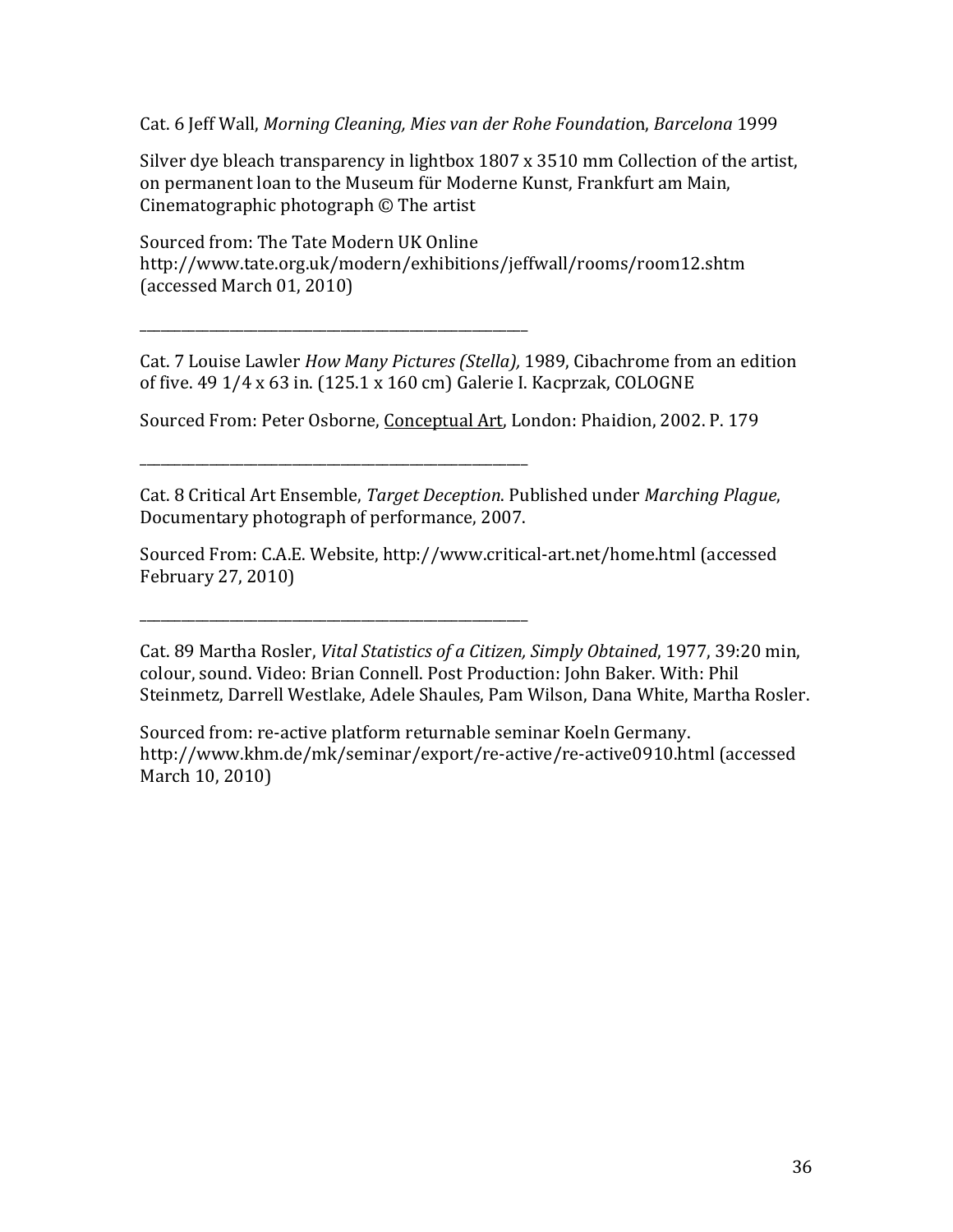Cat. 6 Jeff Wall, *Morning Cleaning, Mies van der Rohe Foundation*, *Barcelona* 1999

Silver dye bleach transparency in lightbox 1807 x 3510 mm Collection of the artist, on permanent loan to the Museum für Moderne Kunst, Frankfurt am Main, Cinematographic photograph © The artist

Sourced from: The Tate Modern UK Online http://www.tate.org.uk/modern/exhibitions/jeffwall/rooms/room12.shtm (accessed March 01, 2010)

---

Cat. 7 Louise Lawler *How Many Pictures (Stella),* 1989, Cibachrome from an edition of five. 49 1/4 x 63 in. (125.1 x 160 cm) Galerie I. Kacprzak, COLOGNE

Sourced From: Peter Osborne, <u>Conceptual Art</u>, London: Phaidion, 2002. P. 179

---

Cat. 8 Critical Art Ensemble, *Target Deception*. Published under *Marching Plague*, Documentary photograph of performance, 2007.

Sourced From: C.A.E. Website, http://www.critical-art.net/home.html (accessed February 27, 2010)

---

Cat. 89 Martha Rosler, *Vital Statistics of a Citizen, Simply Obtained*, 1977, 39:20 min, colour, sound. Video: Brian Connell. Post Production: John Baker. With: Phil Steinmetz, Darrell Westlake, Adele Shaules, Pam Wilson, Dana White, Martha Rosler.

Sourced from: re-active platform returnable seminar Koeln Germany. http://www.khm.de/mk/seminar/export/re-active/re-active0910.html (accessed March 10, 2010)